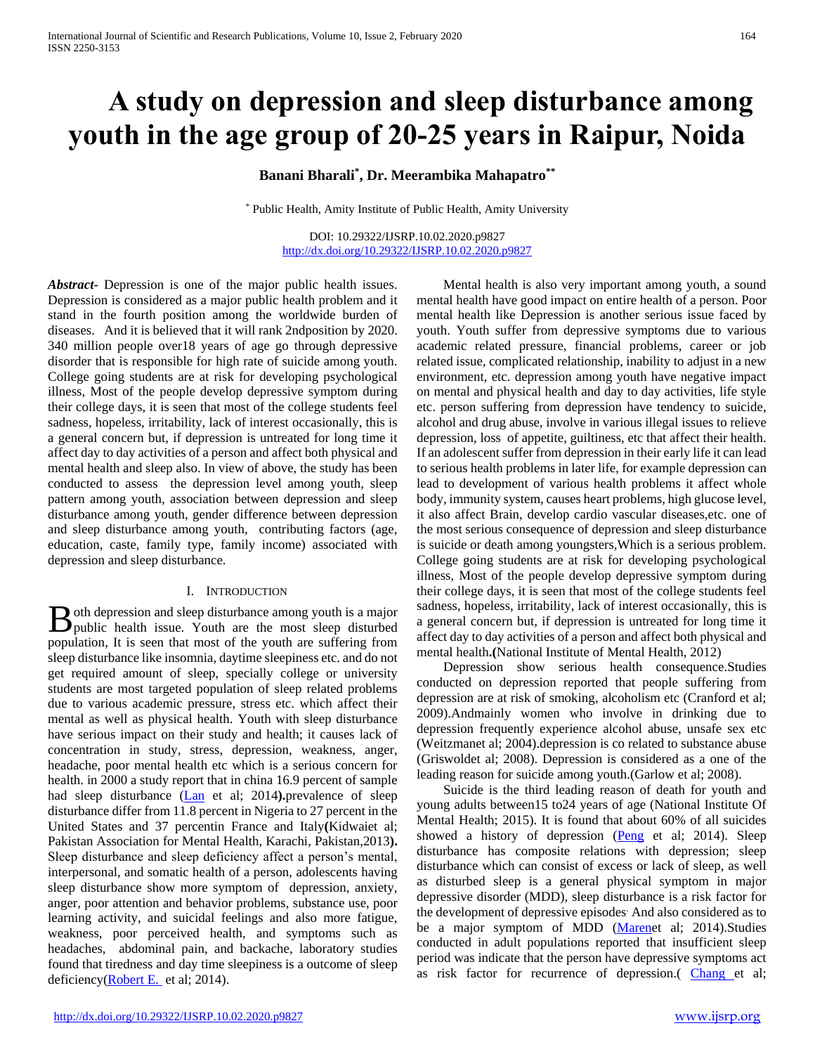# A study on depression and sleep disturbance among youth in the age group of 20-25 years in Raipur, Noida

**Banani Bharali[*], Dr. Meerambika Mahapatro[**]**

[*] Public Health, Amity Institute of Public Health, Amity University

DOI: 10.29322/IJSRP.10.02.2020.p9827
http://dx.doi.org/10.29322/IJSRP.10.02.2020.p9827

***Abstract***- Depression is one of the major public health issues. Depression is considered as a major public health problem and it stand in the fourth position among the worldwide burden of diseases. And it is believed that it will rank 2ndposition by 2020. 340 million people over18 years of age go through depressive disorder that is responsible for high rate of suicide among youth. College going students are at risk for developing psychological illness, Most of the people develop depressive symptom during their college days, it is seen that most of the college students feel sadness, hopeless, irritability, lack of interest occasionally, this is a general concern but, if depression is untreated for long time it affect day to day activities of a person and affect both physical and mental health and sleep also. In view of above, the study has been conducted to assess the depression level among youth, sleep pattern among youth, association between depression and sleep disturbance among youth, gender difference between depression and sleep disturbance among youth, contributing factors (age, education, caste, family type, family income) associated with depression and sleep disturbance.

## I. Introduction

Both depression and sleep disturbance among youth is a major public health issue. Youth are the most sleep disturbed population, It is seen that most of the youth are suffering from sleep disturbance like insomnia, daytime sleepiness etc. and do not get required amount of sleep, specially college or university students are most targeted population of sleep related problems due to various academic pressure, stress etc. which affect their mental as well as physical health. Youth with sleep disturbance have serious impact on their study and health; it causes lack of concentration in study, stress, depression, weakness, anger, headache, poor mental health etc which is a serious concern for health. in 2000 a study report that in china 16.9 percent of sample had sleep disturbance (Lan et al; 2014**)**.prevalence of sleep disturbance differ from 11.8 percent in Nigeria to 27 percent in the United States and 37 percentin France and Italy**(**Kidwaiet al; Pakistan Association for Mental Health, Karachi, Pakistan,2013**)**. Sleep disturbance and sleep deficiency affect a person's mental, interpersonal, and somatic health of a person, adolescents having sleep disturbance show more symptom of depression, anxiety, anger, poor attention and behavior problems, substance use, poor learning activity, and suicidal feelings and also more fatigue, weakness, poor perceived health, and symptoms such as headaches, abdominal pain, and backache, laboratory studies found that tiredness and day time sleepiness is a outcome of sleep deficiency(Robert E. et al; 2014).

Mental health is also very important among youth, a sound mental health have good impact on entire health of a person. Poor mental health like Depression is another serious issue faced by youth. Youth suffer from depressive symptoms due to various academic related pressure, financial problems, career or job related issue, complicated relationship, inability to adjust in a new environment, etc. depression among youth have negative impact on mental and physical health and day to day activities, life style etc. person suffering from depression have tendency to suicide, alcohol and drug abuse, involve in various illegal issues to relieve depression, loss of appetite, guiltiness, etc that affect their health. If an adolescent suffer from depression in their early life it can lead to serious health problems in later life, for example depression can lead to development of various health problems it affect whole body, immunity system, causes heart problems, high glucose level, it also affect Brain, develop cardio vascular diseases,etc. one of the most serious consequence of depression and sleep disturbance is suicide or death among youngsters,Which is a serious problem. College going students are at risk for developing psychological illness, Most of the people develop depressive symptom during their college days, it is seen that most of the college students feel sadness, hopeless, irritability, lack of interest occasionally, this is a general concern but, if depression is untreated for long time it affect day to day activities of a person and affect both physical and mental health**.(**National Institute of Mental Health, 2012)

Depression show serious health consequence.Studies conducted on depression reported that people suffering from depression are at risk of smoking, alcoholism etc (Cranford et al; 2009).Andmainly women who involve in drinking due to depression frequently experience alcohol abuse, unsafe sex etc (Weitzmanet al; 2004).depression is co related to substance abuse (Griswoldet al; 2008). Depression is considered as a one of the leading reason for suicide among youth.(Garlow et al; 2008).

Suicide is the third leading reason of death for youth and young adults between15 to24 years of age (National Institute Of Mental Health; 2015). It is found that about 60% of all suicides showed a history of depression (Peng et al; 2014). Sleep disturbance has composite relations with depression; sleep disturbance which can consist of excess or lack of sleep, as well as disturbed sleep is a general physical symptom in major depressive disorder (MDD), sleep disturbance is a risk factor for the development of depressive episodes. And also considered as to be a major symptom of MDD (Marenet al; 2014).Studies conducted in adult populations reported that insufficient sleep period was indicate that the person have depressive symptoms act as risk factor for recurrence of depression.( Chang et al;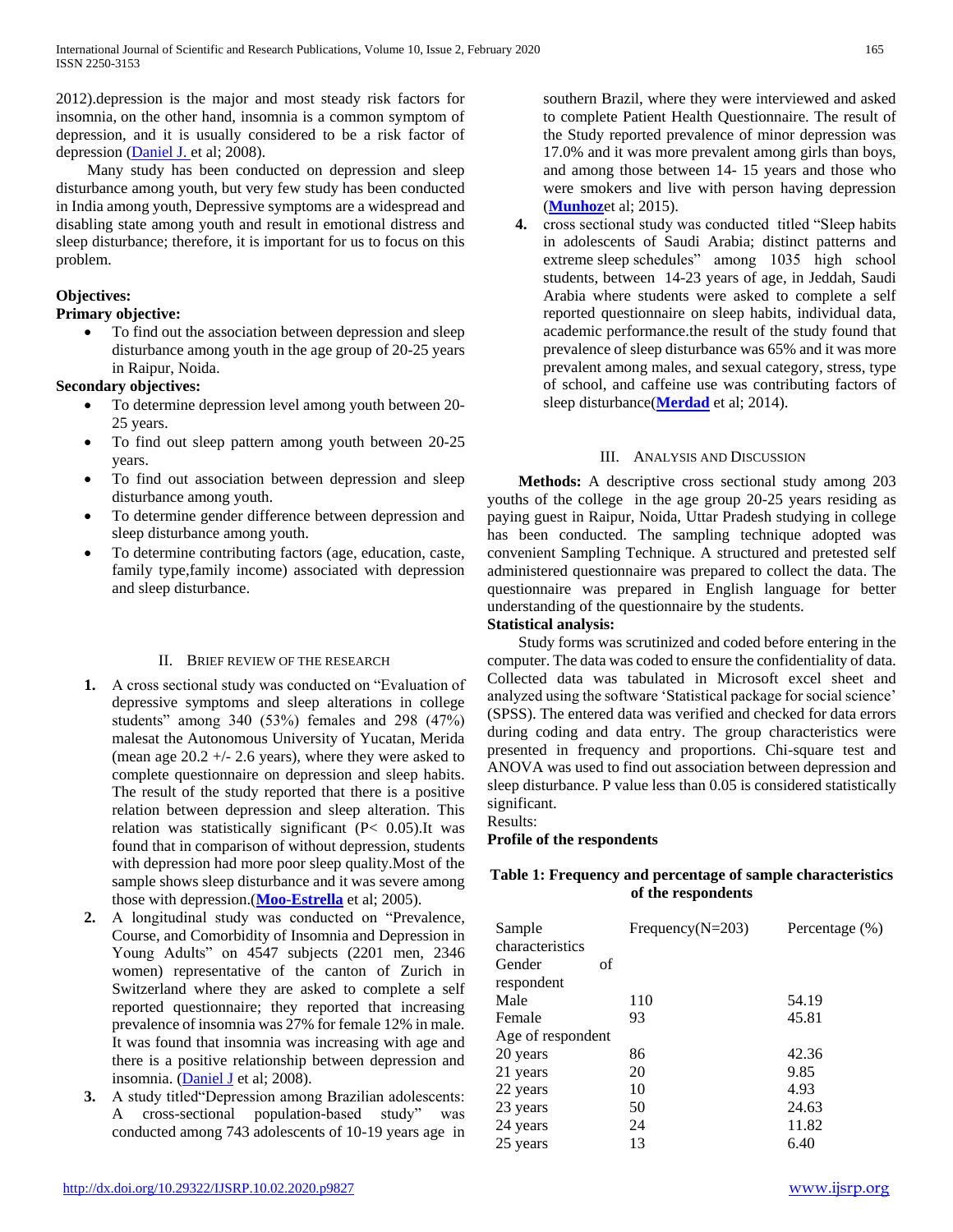2012).depression is the major and most steady risk factors for insomnia, on the other hand, insomnia is a common symptom of depression, and it is usually considered to be a risk factor of depression (Daniel J. et al; 2008).

Many study has been conducted on depression and sleep disturbance among youth, but very few study has been conducted in India among youth, Depressive symptoms are a widespread and disabling state among youth and result in emotional distress and sleep disturbance; therefore, it is important for us to focus on this problem.

**Objectives:**

**Primary objective:**

- To find out the association between depression and sleep disturbance among youth in the age group of 20-25 years in Raipur, Noida.

**Secondary objectives:**

- To determine depression level among youth between 20-25 years.
- To find out sleep pattern among youth between 20-25 years.
- To find out association between depression and sleep disturbance among youth.
- To determine gender difference between depression and sleep disturbance among youth.
- To determine contributing factors (age, education, caste, family type,family income) associated with depression and sleep disturbance.

## II. Brief Review of the Research

1. A cross sectional study was conducted on "Evaluation of depressive symptoms and sleep alterations in college students" among 340 (53%) females and 298 (47%) malesat the Autonomous University of Yucatan, Merida (mean age 20.2 +/- 2.6 years), where they were asked to complete questionnaire on depression and sleep habits. The result of the study reported that there is a positive relation between depression and sleep alteration. This relation was statistically significant (P< 0.05).It was found that in comparison of without depression, students with depression had more poor sleep quality.Most of the sample shows sleep disturbance and it was severe among those with depression.(**Moo-Estrella** et al; 2005).
2. A longitudinal study was conducted on "Prevalence, Course, and Comorbidity of Insomnia and Depression in Young Adults" on 4547 subjects (2201 men, 2346 women) representative of the canton of Zurich in Switzerland where they are asked to complete a self reported questionnaire; they reported that increasing prevalence of insomnia was 27% for female 12% in male. It was found that insomnia was increasing with age and there is a positive relationship between depression and insomnia. (Daniel J et al; 2008).
3. A study titled"Depression among Brazilian adolescents: A cross-sectional population-based study" was conducted among 743 adolescents of 10-19 years age in southern Brazil, where they were interviewed and asked to complete Patient Health Questionnaire. The result of the Study reported prevalence of minor depression was 17.0% and it was more prevalent among girls than boys, and among those between 14- 15 years and those who were smokers and live with person having depression (**Munhoz**et al; 2015).
4. cross sectional study was conducted titled "Sleep habits in adolescents of Saudi Arabia; distinct patterns and extreme sleep schedules" among 1035 high school students, between 14-23 years of age, in Jeddah, Saudi Arabia where students were asked to complete a self reported questionnaire on sleep habits, individual data, academic performance.the result of the study found that prevalence of sleep disturbance was 65% and it was more prevalent among males, and sexual category, stress, type of school, and caffeine use was contributing factors of sleep disturbance(**Merdad** et al; 2014).

## III. Analysis and Discussion

**Methods:** A descriptive cross sectional study among 203 youths of the college in the age group 20-25 years residing as paying guest in Raipur, Noida, Uttar Pradesh studying in college has been conducted. The sampling technique adopted was convenient Sampling Technique. A structured and pretested self administered questionnaire was prepared to collect the data. The questionnaire was prepared in English language for better understanding of the questionnaire by the students.

**Statistical analysis:**

Study forms was scrutinized and coded before entering in the computer. The data was coded to ensure the confidentiality of data. Collected data was tabulated in Microsoft excel sheet and analyzed using the software 'Statistical package for social science' (SPSS). The entered data was verified and checked for data errors during coding and data entry. The group characteristics were presented in frequency and proportions. Chi-square test and ANOVA was used to find out association between depression and sleep disturbance. P value less than 0.05 is considered statistically significant.

Results:

**Profile of the respondents**

**Table 1: Frequency and percentage of sample characteristics of the respondents**

| Sample characteristics | Frequency(N=203) | Percentage (%) |
|---|---|---|
| Gender of respondent | | |
| Male | 110 | 54.19 |
| Female | 93 | 45.81 |
| Age of respondent | | |
| 20 years | 86 | 42.36 |
| 21 years | 20 | 9.85 |
| 22 years | 10 | 4.93 |
| 23 years | 50 | 24.63 |
| 24 years | 24 | 11.82 |
| 25 years | 13 | 6.40 |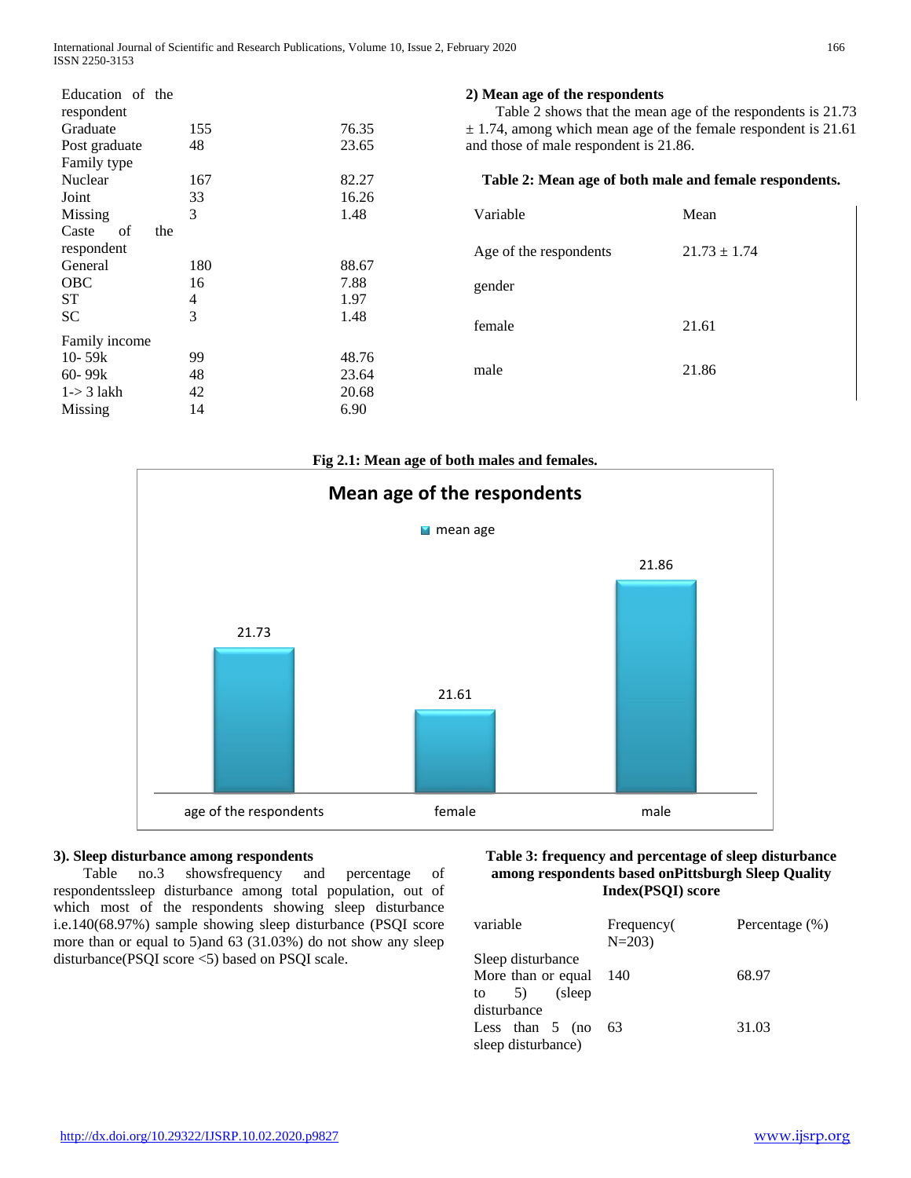| Education of the respondent | | |
|---|---|---|
| Graduate | 155 | 76.35 |
| Post graduate | 48 | 23.65 |
| Family type | | |
| Nuclear | 167 | 82.27 |
| Joint | 33 | 16.26 |
| Missing | 3 | 1.48 |
| Caste of the respondent | | |
| General | 180 | 88.67 |
| OBC | 16 | 7.88 |
| ST | 4 | 1.97 |
| SC | 3 | 1.48 |
| Family income | | |
| 10- 59k | 99 | 48.76 |
| 60- 99k | 48 | 23.64 |
| 1-> 3 lakh | 42 | 20.68 |
| Missing | 14 | 6.90 |

**2) Mean age of the respondents**

Table 2 shows that the mean age of the respondents is 21.73 ± 1.74, among which mean age of the female respondent is 21.61 and those of male respondent is 21.86.

**Table 2: Mean age of both male and female respondents.**

| Variable | Mean |
|---|---|
| Age of the respondents | 21.73 ± 1.74 |
| gender | |
| female | 21.61 |
| male | 21.86 |

**Fig 2.1: Mean age of both males and females.**

Mean age of the respondents

| | mean age |
|---|---|
| age of the respondents | 21.73 |
| female | 21.61 |
| male | 21.86 |

**3). Sleep disturbance among respondents**

Table no.3 showsfrequency and percentage of respondentssleep disturbance among total population, out of which most of the respondents showing sleep disturbance i.e.140(68.97%) sample showing sleep disturbance (PSQI score more than or equal to 5)and 63 (31.03%) do not show any sleep disturbance(PSQI score <5) based on PSQI scale.

**Table 3: frequency and percentage of sleep disturbance among respondents based onPittsburgh Sleep Quality Index(PSQI) score**

| variable | Frequency( N=203) | Percentage (%) |
|---|---|---|
| Sleep disturbance | | |
| More than or equal to 5) (sleep disturbance | 140 | 68.97 |
| Less than 5 (no sleep disturbance) | 63 | 31.03 |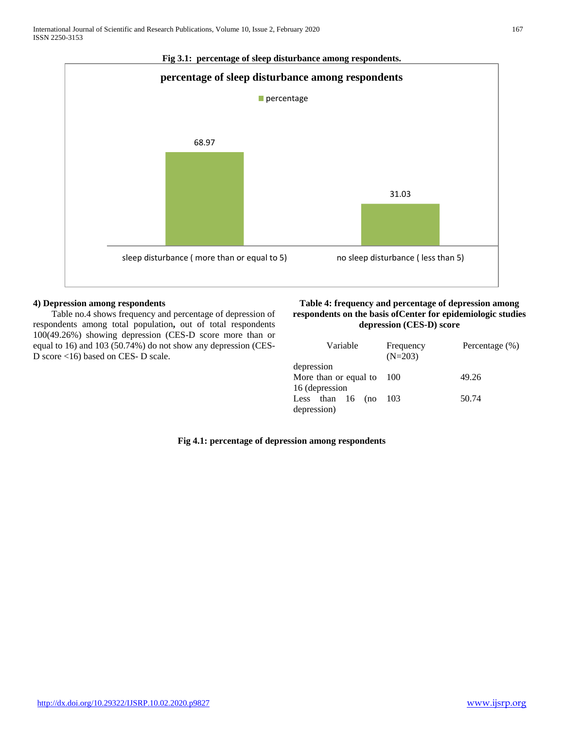**Fig 3.1: percentage of sleep disturbance among respondents.**

#### 4) Depression among respondents

Table no.4 shows frequency and percentage of depression of respondents among total population**,** out of total respondents 100(49.26%) showing depression (CES-D score more than or equal to 16) and 103 (50.74%) do not show any depression (CES-D score <16) based on CES- D scale.

**Table 4: frequency and percentage of depression among respondents on the basis ofCenter for epidemiologic studies depression (CES-D) score**

| Variable | Frequency (N=203) | Percentage (%) |
|---|---|---|
| depression | | |
| More than or equal to 16 (depression | 100 | 49.26 |
| Less than 16 (no depression) | 103 | 50.74 |

**Fig 4.1: percentage of depression among respondents**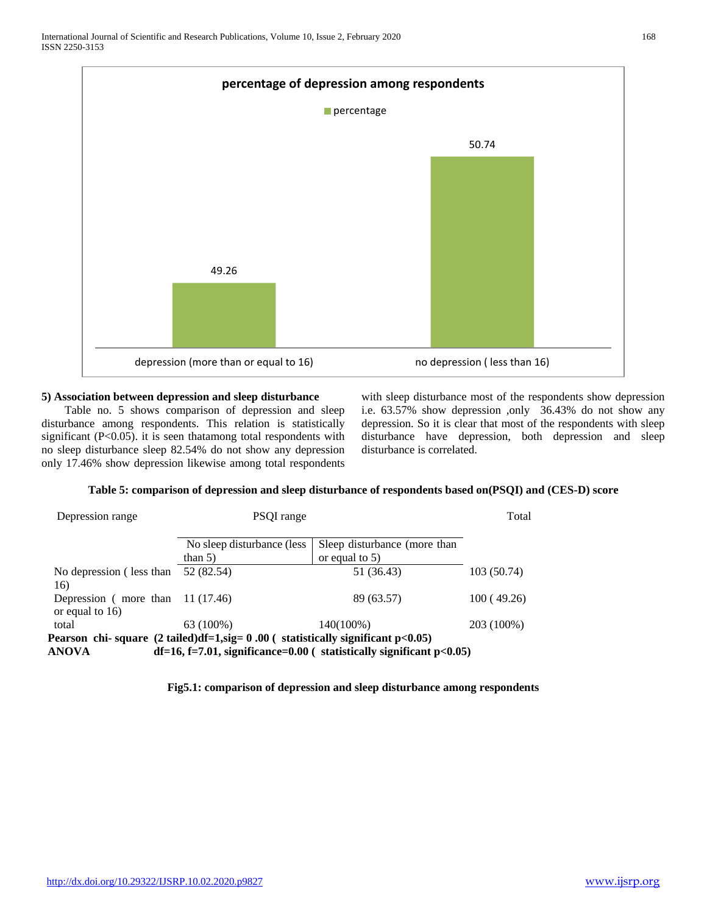**percentage of depression among respondents**

| | percentage |
|---|---|
| depression (more than or equal to 16) | 49.26 |
| no depression ( less than 16) | 50.74 |

### 5) Association between depression and sleep disturbance

Table no. 5 shows comparison of depression and sleep disturbance among respondents. This relation is statistically significant (P<0.05). it is seen thatamong total respondents with no sleep disturbance sleep 82.54% do not show any depression only 17.46% show depression likewise among total respondents with sleep disturbance most of the respondents show depression i.e. 63.57% show depression ,only 36.43% do not show any depression. So it is clear that most of the respondents with sleep disturbance have depression, both depression and sleep disturbance is correlated.

**Table 5: comparison of depression and sleep disturbance of respondents based on(PSQI) and (CES-D) score**

| Depression range | PSQI range | | Total |
|---|---|---|---|
| | No sleep disturbance (less than 5) | Sleep disturbance (more than or equal to 5) | |
| No depression ( less than 16) | 52 (82.54) | 51 (36.43) | 103 (50.74) |
| Depression ( more than or equal to 16) | 11 (17.46) | 89 (63.57) | 100 ( 49.26) |
| total | 63 (100%) | 140(100%) | 203 (100%) |

**Pearson chi- square (2 tailed)df=1,sig= 0 .00 ( statistically significant p<0.05)**
**ANOVA df=16, f=7.01, significance=0.00 ( statistically significant p<0.05)**

**Fig5.1: comparison of depression and sleep disturbance among respondents**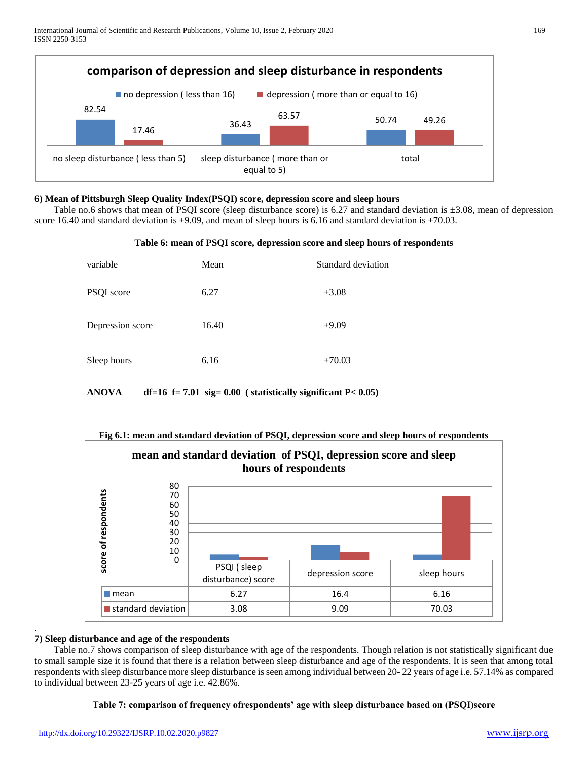comparison of depression and sleep disturbance in respondents

| | no depression ( less than 16) | depression ( more than or equal to 16) |
|---|---|---|
| no sleep disturbance ( less than 5) | 82.54 | 17.46 |
| sleep disturbance ( more than or equal to 5) | 36.43 | 63.57 |
| total | 50.74 | 49.26 |

**6) Mean of Pittsburgh Sleep Quality Index(PSQI) score, depression score and sleep hours**

Table no.6 shows that mean of PSQI score (sleep disturbance score) is 6.27 and standard deviation is ±3.08, mean of depression score 16.40 and standard deviation is ±9.09, and mean of sleep hours is 6.16 and standard deviation is ±70.03.

**Table 6: mean of PSQI score, depression score and sleep hours of respondents**

| variable | Mean | Standard deviation |
|---|---|---|
| PSQI score | 6.27 | ±3.08 |
| Depression score | 16.40 | ±9.09 |
| Sleep hours | 6.16 | ±70.03 |

**ANOVA df=16 f= 7.01 sig= 0.00 ( statistically significant P< 0.05)**

**Fig 6.1: mean and standard deviation of PSQI, depression score and sleep hours of respondents**

mean and standard deviation of PSQI, depression score and sleep hours of respondents

| | PSQI ( sleep disturbance) score | depression score | sleep hours |
|---|---|---|---|
| mean | 6.27 | 16.4 | 6.16 |
| standard deviation | 3.08 | 9.09 | 70.03 |

**7) Sleep disturbance and age of the respondents**

Table no.7 shows comparison of sleep disturbance with age of the respondents. Though relation is not statistically significant due to small sample size it is found that there is a relation between sleep disturbance and age of the respondents. It is seen that among total respondents with sleep disturbance more sleep disturbance is seen among individual between 20- 22 years of age i.e. 57.14% as compared to individual between 23-25 years of age i.e. 42.86%.

**Table 7: comparison of frequency ofrespondents' age with sleep disturbance based on (PSQI)score**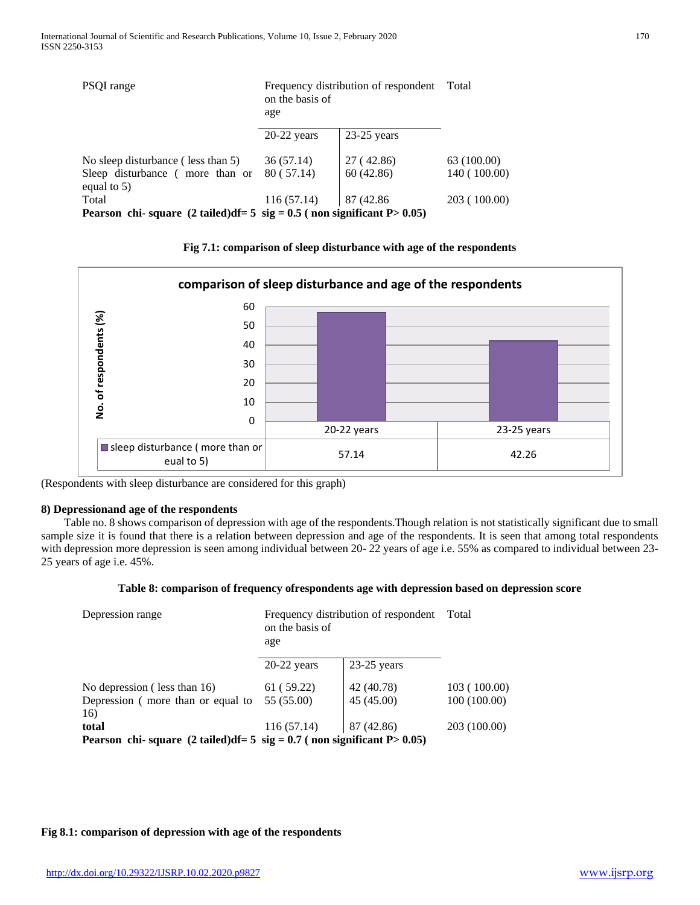| PSQI range | Frequency distribution of respondent on the basis of age | | Total |
|---|---|---|---|
| | 20-22 years | 23-25 years | |
| No sleep disturbance ( less than 5) | 36 (57.14) | 27 ( 42.86) | 63 (100.00) |
| Sleep disturbance ( more than or equal to 5) | 80 ( 57.14) | 60 (42.86) | 140 ( 100.00) |
| Total | 116 (57.14) | 87 (42.86 | 203 ( 100.00) |

**Pearson chi- square (2 tailed)df= 5 sig = 0.5 ( non significant P> 0.05)**

**Fig 7.1: comparison of sleep disturbance with age of the respondents**

**comparison of sleep disturbance and age of the respondents**

| | 20-22 years | 23-25 years |
|---|---|---|
| sleep disturbance ( more than or eual to 5) | 57.14 | 42.26 |

(Respondents with sleep disturbance are considered for this graph)

**8) Depressionand age of the respondents**

Table no. 8 shows comparison of depression with age of the respondents.Though relation is not statistically significant due to small sample size it is found that there is a relation between depression and age of the respondents. It is seen that among total respondents with depression more depression is seen among individual between 20- 22 years of age i.e. 55% as compared to individual between 23-25 years of age i.e. 45%.

**Table 8: comparison of frequency ofrespondents age with depression based on depression score**

| Depression range | Frequency distribution of respondent on the basis of age | | Total |
|---|---|---|---|
| | 20-22 years | 23-25 years | |
| No depression ( less than 16) | 61 ( 59.22) | 42 (40.78) | 103 ( 100.00) |
| Depression ( more than or equal to 16) | 55 (55.00) | 45 (45.00) | 100 (100.00) |
| **total** | 116 (57.14) | 87 (42.86) | 203 (100.00) |

**Pearson chi- square (2 tailed)df= 5 sig = 0.7 ( non significant P> 0.05)**

**Fig 8.1: comparison of depression with age of the respondents**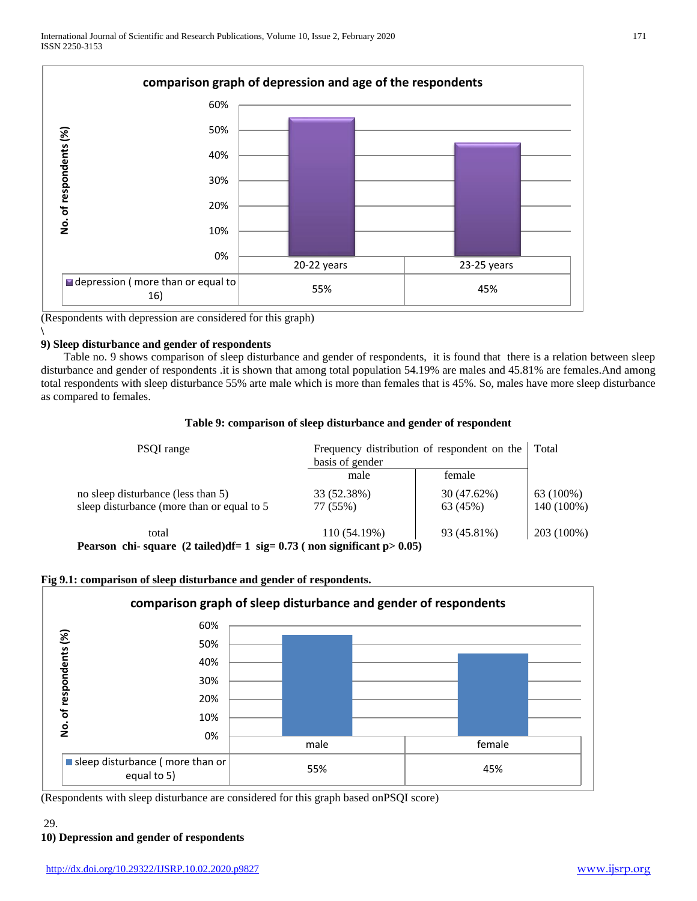(Respondents with depression are considered for this graph)

\

### 9) Sleep disturbance and gender of respondents

Table no. 9 shows comparison of sleep disturbance and gender of respondents, it is found that there is a relation between sleep disturbance and gender of respondents .it is shown that among total population 54.19% are males and 45.81% are females.And among total respondents with sleep disturbance 55% arte male which is more than females that is 45%. So, males have more sleep disturbance as compared to females.

**Table 9: comparison of sleep disturbance and gender of respondent**

| PSQI range | Frequency distribution of respondent on the basis of gender | | Total |
|---|---|---|---|
| | male | female | |
| no sleep disturbance (less than 5) | 33 (52.38%) | 30 (47.62%) | 63 (100%) |
| sleep disturbance (more than or equal to 5 | 77 (55%) | 63 (45%) | 140 (100%) |
| total | 110 (54.19%) | 93 (45.81%) | 203 (100%) |

**Pearson chi- square (2 tailed)df= 1 sig= 0.73 ( non significant p> 0.05)**

**Fig 9.1: comparison of sleep disturbance and gender of respondents.**

(Respondents with sleep disturbance are considered for this graph based onPSQI score)

29.

### 10) Depression and gender of respondents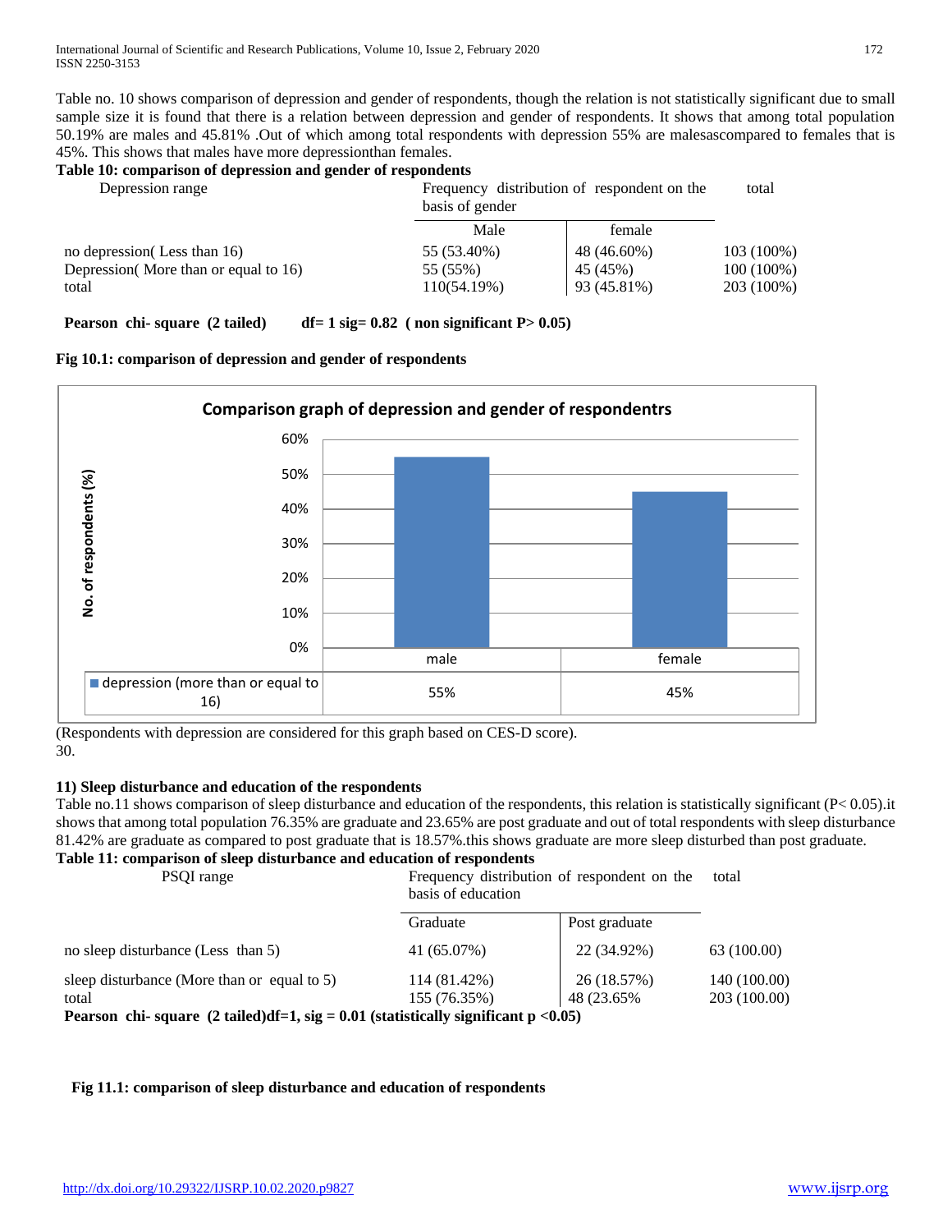Table no. 10 shows comparison of depression and gender of respondents, though the relation is not statistically significant due to small sample size it is found that there is a relation between depression and gender of respondents. It shows that among total population 50.19% are males and 45.81% .Out of which among total respondents with depression 55% are malesascompared to females that is 45%. This shows that males have more depressionthan females.

**Table 10: comparison of depression and gender of respondents**

| Depression range | Frequency distribution of respondent on the basis of gender | | total |
|---|---|---|---|
| | Male | female | |
| no depression( Less than 16) | 55 (53.40%) | 48 (46.60%) | 103 (100%) |
| Depression( More than or equal to 16) | 55 (55%) | 45 (45%) | 100 (100%) |
| total | 110(54.19%) | 93 (45.81%) | 203 (100%) |

**Pearson chi- square (2 tailed) df= 1 sig= 0.82 ( non significant P> 0.05)**

**Fig 10.1: comparison of depression and gender of respondents**

Comparison graph of depression and gender of respondentrs

| | male | female |
|---|---|---|
| depression (more than or equal to 16) | 55% | 45% |

(Respondents with depression are considered for this graph based on CES-D score).

30.

### 11) Sleep disturbance and education of the respondents

Table no.11 shows comparison of sleep disturbance and education of the respondents, this relation is statistically significant (P< 0.05).it shows that among total population 76.35% are graduate and 23.65% are post graduate and out of total respondents with sleep disturbance 81.42% are graduate as compared to post graduate that is 18.57%.this shows graduate are more sleep disturbed than post graduate.

**Table 11: comparison of sleep disturbance and education of respondents**

| PSQI range | Frequency distribution of respondent on the basis of education | | total |
|---|---|---|---|
| | Graduate | Post graduate | |
| no sleep disturbance (Less than 5) | 41 (65.07%) | 22 (34.92%) | 63 (100.00) |
| sleep disturbance (More than or equal to 5) | 114 (81.42%) | 26 (18.57%) | 140 (100.00) |
| total | 155 (76.35%) | 48 (23.65% | 203 (100.00) |

**Pearson chi- square (2 tailed)df=1, sig = 0.01 (statistically significant p <0.05)**

**Fig 11.1: comparison of sleep disturbance and education of respondents**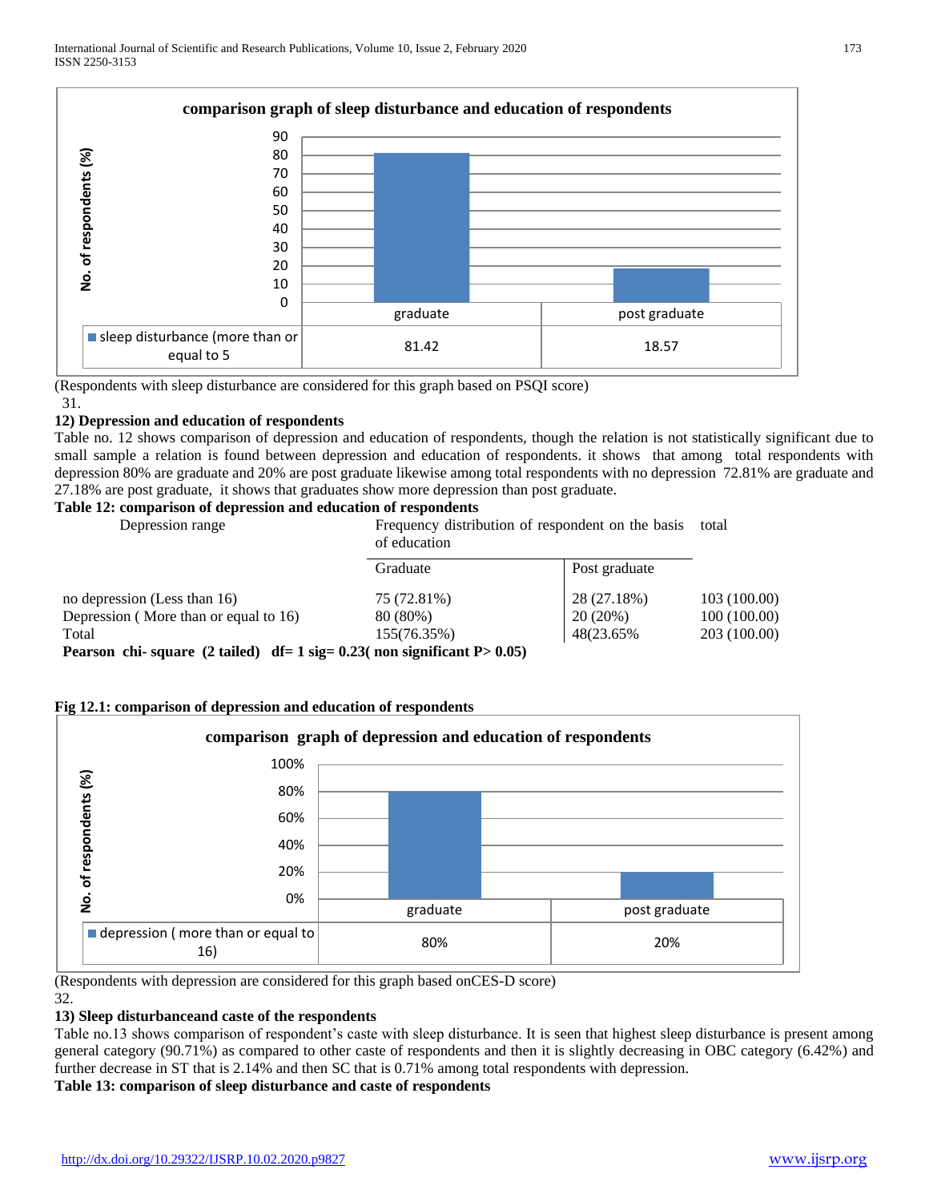**comparison graph of sleep disturbance and education of respondents**

| | graduate | post graduate |
|---|---|---|
| sleep disturbance (more than or equal to 5 | 81.42 | 18.57 |

(Respondents with sleep disturbance are considered for this graph based on PSQI score)

31.

### 12) Depression and education of respondents

Table no. 12 shows comparison of depression and education of respondents, though the relation is not statistically significant due to small sample a relation is found between depression and education of respondents. it shows that among total respondents with depression 80% are graduate and 20% are post graduate likewise among total respondents with no depression 72.81% are graduate and 27.18% are post graduate, it shows that graduates show more depression than post graduate.

**Table 12: comparison of depression and education of respondents**

| Depression range | Frequency distribution of respondent on the basis of education | | total |
|---|---|---|---|
| | Graduate | Post graduate | |
| no depression (Less than 16) | 75 (72.81%) | 28 (27.18%) | 103 (100.00) |
| Depression ( More than or equal to 16) | 80 (80%) | 20 (20%) | 100 (100.00) |
| Total | 155(76.35%) | 48(23.65% | 203 (100.00) |

**Pearson chi- square (2 tailed) df= 1 sig= 0.23( non significant P> 0.05)**

**Fig 12.1: comparison of depression and education of respondents**

**comparison graph of depression and education of respondents**

| | graduate | post graduate |
|---|---|---|
| depression ( more than or equal to 16) | 80% | 20% |

(Respondents with depression are considered for this graph based onCES-D score)

32.

### 13) Sleep disturbanceand caste of the respondents

Table no.13 shows comparison of respondent's caste with sleep disturbance. It is seen that highest sleep disturbance is present among general category (90.71%) as compared to other caste of respondents and then it is slightly decreasing in OBC category (6.42%) and further decrease in ST that is 2.14% and then SC that is 0.71% among total respondents with depression.

**Table 13: comparison of sleep disturbance and caste of respondents**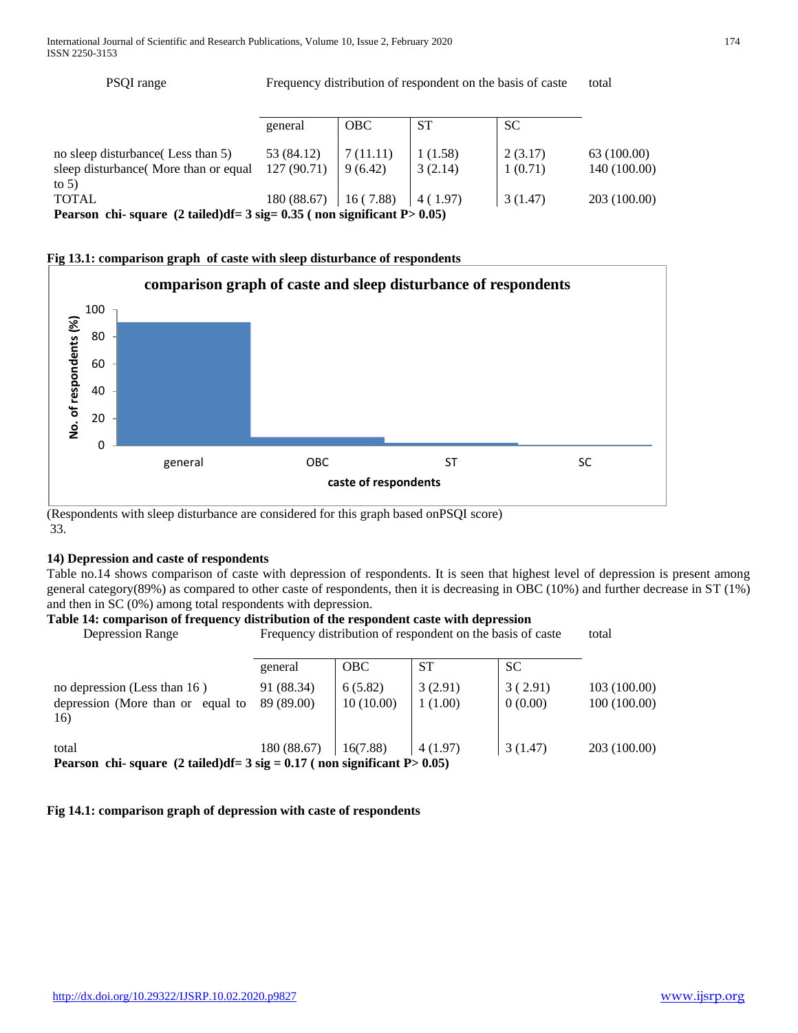| PSQI range | Frequency distribution of respondent on the basis of caste | | | | total |
|---|---|---|---|---|---|
| | general | OBC | ST | SC | |
| no sleep disturbance( Less than 5) | 53 (84.12) | 7 (11.11) | 1 (1.58) | 2 (3.17) | 63 (100.00) |
| sleep disturbance( More than or equal to 5) | 127 (90.71) | 9 (6.42) | 3 (2.14) | 1 (0.71) | 140 (100.00) |
| TOTAL | 180 (88.67) | 16 ( 7.88) | 4 ( 1.97) | 3 (1.47) | 203 (100.00) |

**Pearson chi- square (2 tailed)df= 3 sig= 0.35 ( non significant P> 0.05)**

**Fig 13.1: comparison graph of caste with sleep disturbance of respondents**

(Respondents with sleep disturbance are considered for this graph based onPSQI score)

33.

### 14) Depression and caste of respondents

Table no.14 shows comparison of caste with depression of respondents. It is seen that highest level of depression is present among general category(89%) as compared to other caste of respondents, then it is decreasing in OBC (10%) and further decrease in ST (1%) and then in SC (0%) among total respondents with depression.

**Table 14: comparison of frequency distribution of the respondent caste with depression**

| Depression Range | Frequency distribution of respondent on the basis of caste | | | | total |
|---|---|---|---|---|---|
| | general | OBC | ST | SC | |
| no depression (Less than 16 ) | 91 (88.34) | 6 (5.82) | 3 (2.91) | 3 ( 2.91) | 103 (100.00) |
| depression (More than or equal to 16) | 89 (89.00) | 10 (10.00) | 1 (1.00) | 0 (0.00) | 100 (100.00) |
| total | 180 (88.67) | 16(7.88) | 4 (1.97) | 3 (1.47) | 203 (100.00) |

**Pearson chi- square (2 tailed)df= 3 sig = 0.17 ( non significant P> 0.05)**

**Fig 14.1: comparison graph of depression with caste of respondents**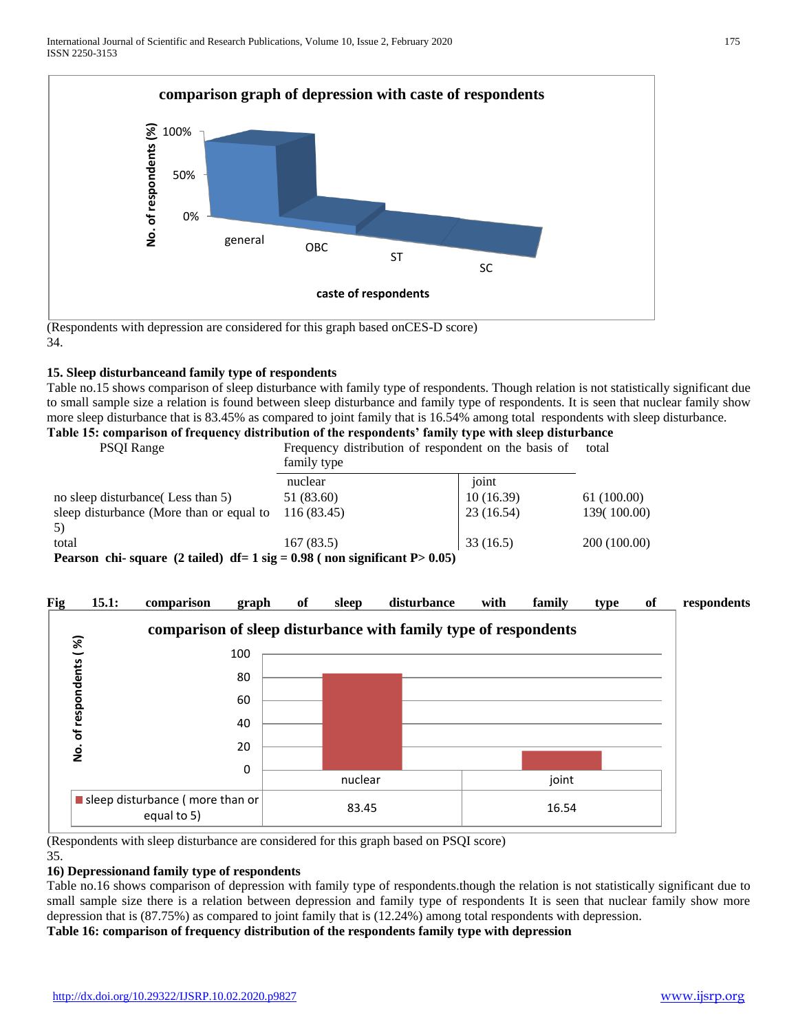comparison graph of depression with caste of respondents

(Respondents with depression are considered for this graph based onCES-D score)

34.

**15. Sleep disturbanceand family type of respondents**

Table no.15 shows comparison of sleep disturbance with family type of respondents. Though relation is not statistically significant due to small sample size a relation is found between sleep disturbance and family type of respondents. It is seen that nuclear family show more sleep disturbance that is 83.45% as compared to joint family that is 16.54% among total respondents with sleep disturbance.

**Table 15: comparison of frequency distribution of the respondents' family type with sleep disturbance**

| PSQI Range | Frequency distribution of respondent on the basis of family type | | total |
|---|---|---|---|
| | nuclear | joint | |
| no sleep disturbance( Less than 5) | 51 (83.60) | 10 (16.39) | 61 (100.00) |
| sleep disturbance (More than or equal to 5) | 116 (83.45) | 23 (16.54) | 139( 100.00) |
| total | 167 (83.5) | 33 (16.5) | 200 (100.00) |

**Pearson chi- square (2 tailed) df= 1 sig = 0.98 ( non significant P> 0.05)**

**Fig 15.1: comparison graph of sleep disturbance with family type of respondents**

comparison of sleep disturbance with family type of respondents

| | nuclear | joint |
|---|---|---|
| sleep disturbance ( more than or equal to 5) | 83.45 | 16.54 |

(Respondents with sleep disturbance are considered for this graph based on PSQI score)

35.

**16) Depressionand family type of respondents**

Table no.16 shows comparison of depression with family type of respondents.though the relation is not statistically significant due to small sample size there is a relation between depression and family type of respondents It is seen that nuclear family show more depression that is (87.75%) as compared to joint family that is (12.24%) among total respondents with depression.

**Table 16: comparison of frequency distribution of the respondents family type with depression**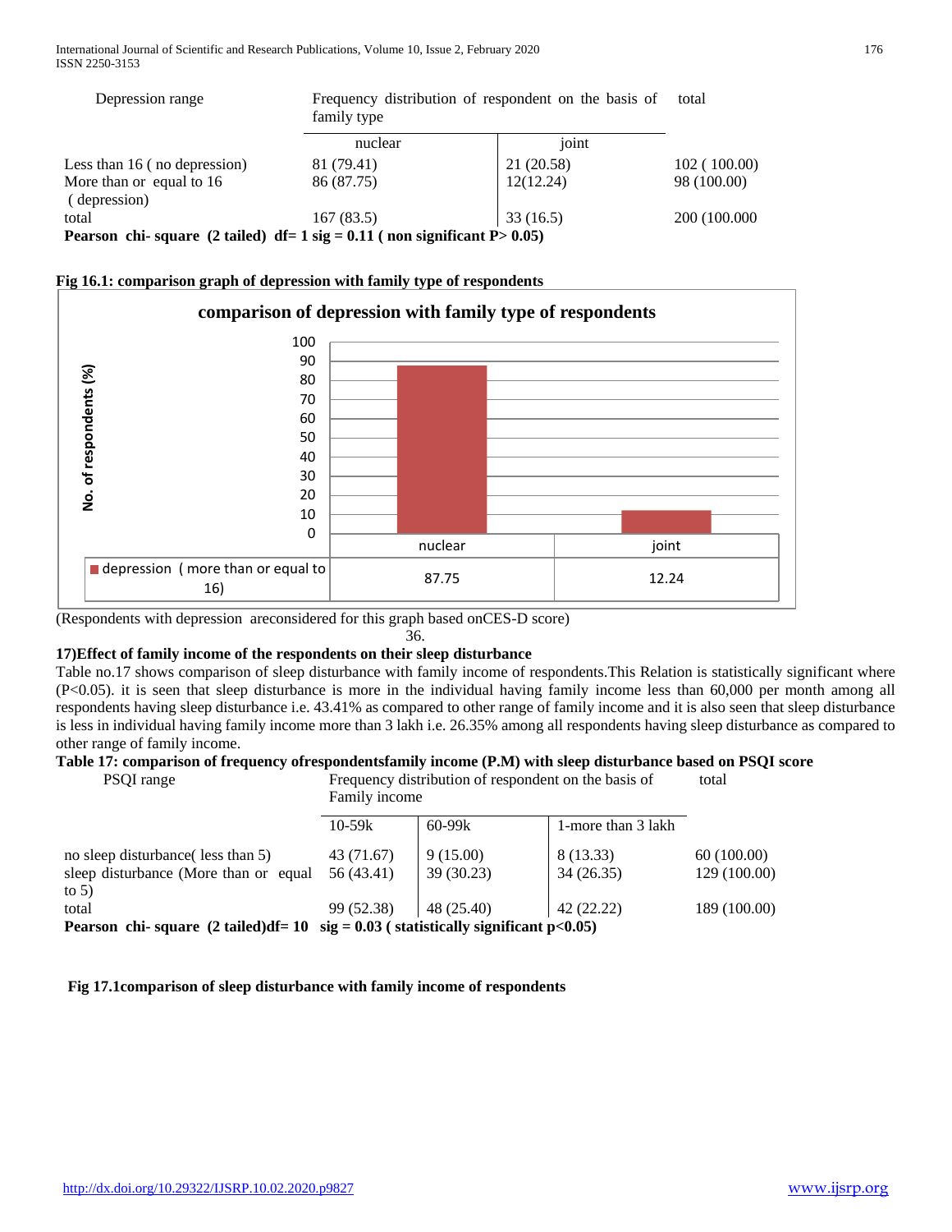| Depression range | Frequency distribution of respondent on the basis of family type | | total |
|---|---|---|---|
| | nuclear | joint | |
| Less than 16 ( no depression) | 81 (79.41) | 21 (20.58) | 102 ( 100.00) |
| More than or equal to 16 ( depression) | 86 (87.75) | 12(12.24) | 98 (100.00) |
| total | 167 (83.5) | 33 (16.5) | 200 (100.000 |

**Pearson chi- square (2 tailed) df= 1 sig = 0.11 ( non significant P> 0.05)**

**Fig 16.1: comparison graph of depression with family type of respondents**

**comparison of depression with family type of respondents**

| | nuclear | joint |
|---|---|---|
| depression ( more than or equal to 16) | 87.75 | 12.24 |

(Respondents with depression areconsidered for this graph based onCES-D score)

36.

**17)Effect of family income of the respondents on their sleep disturbance**

Table no.17 shows comparison of sleep disturbance with family income of respondents.This Relation is statistically significant where (P<0.05). it is seen that sleep disturbance is more in the individual having family income less than 60,000 per month among all respondents having sleep disturbance i.e. 43.41% as compared to other range of family income and it is also seen that sleep disturbance is less in individual having family income more than 3 lakh i.e. 26.35% among all respondents having sleep disturbance as compared to other range of family income.

**Table 17: comparison of frequency ofrespondentsfamily income (P.M) with sleep disturbance based on PSQI score**

| PSQI range | Frequency distribution of respondent on the basis of Family income | | | total |
|---|---|---|---|---|
| | 10-59k | 60-99k | 1-more than 3 lakh | |
| no sleep disturbance( less than 5) | 43 (71.67) | 9 (15.00) | 8 (13.33) | 60 (100.00) |
| sleep disturbance (More than or equal to 5) | 56 (43.41) | 39 (30.23) | 34 (26.35) | 129 (100.00) |
| total | 99 (52.38) | 48 (25.40) | 42 (22.22) | 189 (100.00) |

**Pearson chi- square (2 tailed)df= 10 sig = 0.03 ( statistically significant p<0.05)**

**Fig 17.1comparison of sleep disturbance with family income of respondents**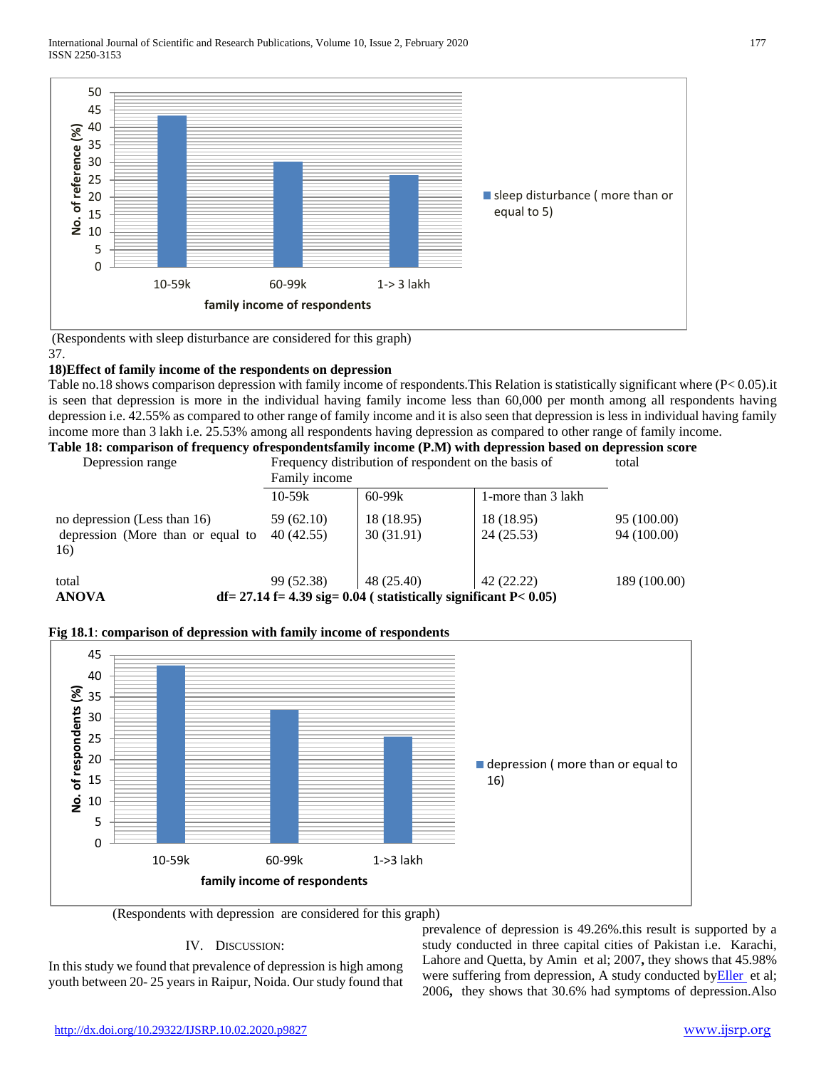(Respondents with sleep disturbance are considered for this graph)

37.

**18)Effect of family income of the respondents on depression**

Table no.18 shows comparison depression with family income of respondents.This Relation is statistically significant where (P< 0.05).it is seen that depression is more in the individual having family income less than 60,000 per month among all respondents having depression i.e. 42.55% as compared to other range of family income and it is also seen that depression is less in individual having family income more than 3 lakh i.e. 25.53% among all respondents having depression as compared to other range of family income.

**Table 18: comparison of frequency ofrespondentsfamily income (P.M) with depression based on depression score**

| Depression range | Frequency distribution of respondent on the basis of Family income | | | total |
|---|---|---|---|---|
| | 10-59k | 60-99k | 1-more than 3 lakh | |
| no depression (Less than 16) | 59 (62.10) | 18 (18.95) | 18 (18.95) | 95 (100.00) |
| depression (More than or equal to 16) | 40 (42.55) | 30 (31.91) | 24 (25.53) | 94 (100.00) |
| total | 99 (52.38) | 48 (25.40) | 42 (22.22) | 189 (100.00) |
| **ANOVA** | **df= 27.14 f= 4.39 sig= 0.04 ( statistically significant P< 0.05)** | | | |

**Fig 18.1**: **comparison of depression with family income of respondents**

(Respondents with depression are considered for this graph)

## IV. Discussion:

In this study we found that prevalence of depression is high among youth between 20- 25 years in Raipur, Noida. Our study found that prevalence of depression is 49.26%.this result is supported by a study conducted in three capital cities of Pakistan i.e. Karachi, Lahore and Quetta, by Amin et al; 2007**,** they shows that 45.98% were suffering from depression, A study conducted byEller et al; 2006**,** they shows that 30.6% had symptoms of depression.Also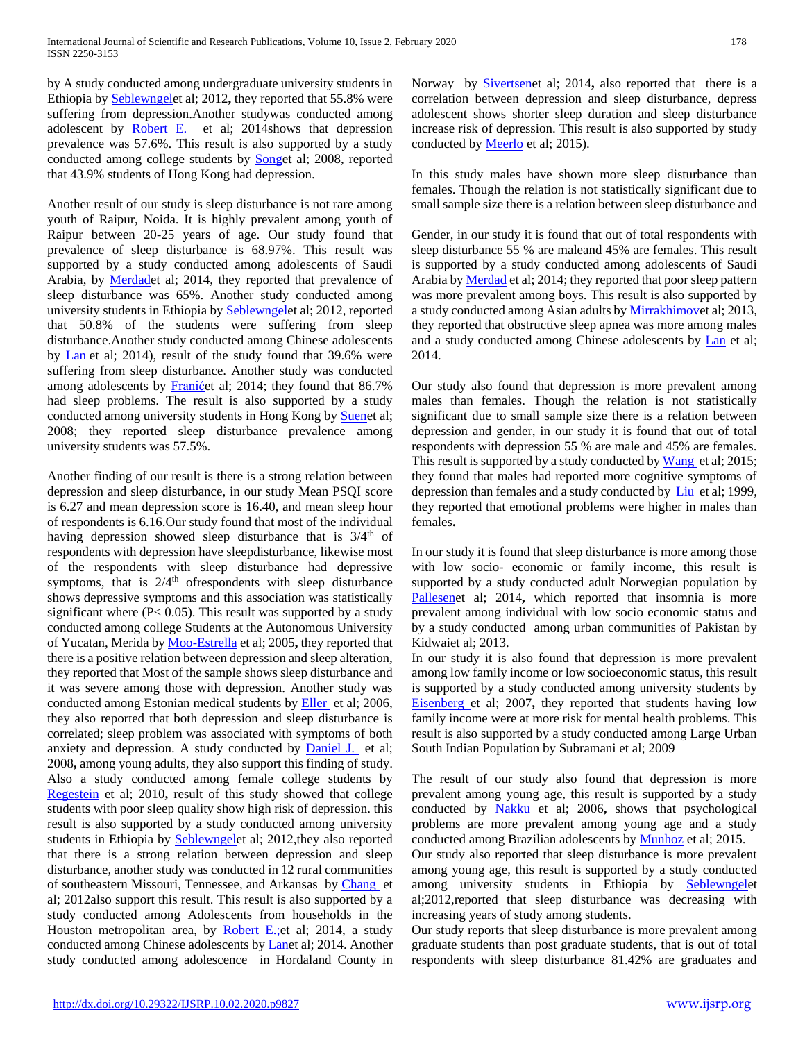by A study conducted among undergraduate university students in Ethiopia by Seblewngelet al; 2012**,** they reported that 55.8% were suffering from depression.Another studywas conducted among adolescent by Robert E. et al; 2014shows that depression prevalence was 57.6%. This result is also supported by a study conducted among college students by Songet al; 2008, reported that 43.9% students of Hong Kong had depression.

Another result of our study is sleep disturbance is not rare among youth of Raipur, Noida. It is highly prevalent among youth of Raipur between 20-25 years of age. Our study found that prevalence of sleep disturbance is 68.97%. This result was supported by a study conducted among adolescents of Saudi Arabia, by Merdadet al; 2014, they reported that prevalence of sleep disturbance was 65%. Another study conducted among university students in Ethiopia by Seblewngelet al; 2012, reported that 50.8% of the students were suffering from sleep disturbance.Another study conducted among Chinese adolescents by Lan et al; 2014), result of the study found that 39.6% were suffering from sleep disturbance. Another study was conducted among adolescents by Franićet al; 2014; they found that 86.7% had sleep problems. The result is also supported by a study conducted among university students in Hong Kong by Suenet al; 2008; they reported sleep disturbance prevalence among university students was 57.5%.

Another finding of our result is there is a strong relation between depression and sleep disturbance, in our study Mean PSQI score is 6.27 and mean depression score is 16.40, and mean sleep hour of respondents is 6.16.Our study found that most of the individual having depression showed sleep disturbance that is 3/4th of respondents with depression have sleepdisturbance, likewise most of the respondents with sleep disturbance had depressive symptoms, that is 2/4th ofrespondents with sleep disturbance shows depressive symptoms and this association was statistically significant where ($P < 0.05$). This result was supported by a study conducted among college Students at the Autonomous University of Yucatan, Merida by Moo-Estrella et al; 2005**,** they reported that there is a positive relation between depression and sleep alteration, they reported that Most of the sample shows sleep disturbance and it was severe among those with depression. Another study was conducted among Estonian medical students by Eller et al; 2006, they also reported that both depression and sleep disturbance is correlated; sleep problem was associated with symptoms of both anxiety and depression. A study conducted by Daniel J. et al; 2008**,** among young adults, they also support this finding of study. Also a study conducted among female college students by Regestein et al; 2010**,** result of this study showed that college students with poor sleep quality show high risk of depression. this result is also supported by a study conducted among university students in Ethiopia by Seblewngelet al; 2012,they also reported that there is a strong relation between depression and sleep disturbance, another study was conducted in 12 rural communities of southeastern Missouri, Tennessee, and Arkansas by Chang et al; 2012also support this result. This result is also supported by a study conducted among Adolescents from households in the Houston metropolitan area, by Robert E.;et al; 2014, a study conducted among Chinese adolescents by Lanet al; 2014. Another study conducted among adolescence in Hordaland County in Norway by Sivertsenet al; 2014**,** also reported that there is a correlation between depression and sleep disturbance, depress adolescent shows shorter sleep duration and sleep disturbance increase risk of depression. This result is also supported by study conducted by Meerlo et al; 2015).

In this study males have shown more sleep disturbance than females. Though the relation is not statistically significant due to small sample size there is a relation between sleep disturbance and

Gender, in our study it is found that out of total respondents with sleep disturbance 55 % are maleand 45% are females. This result is supported by a study conducted among adolescents of Saudi Arabia by Merdad et al; 2014; they reported that poor sleep pattern was more prevalent among boys. This result is also supported by a study conducted among Asian adults by Mirrakhimovet al; 2013, they reported that obstructive sleep apnea was more among males and a study conducted among Chinese adolescents by Lan et al; 2014.

Our study also found that depression is more prevalent among males than females. Though the relation is not statistically significant due to small sample size there is a relation between depression and gender, in our study it is found that out of total respondents with depression 55 % are male and 45% are females. This result is supported by a study conducted by Wang et al; 2015; they found that males had reported more cognitive symptoms of depression than females and a study conducted by Liu et al; 1999, they reported that emotional problems were higher in males than females**.**

In our study it is found that sleep disturbance is more among those with low socio- economic or family income, this result is supported by a study conducted adult Norwegian population by Pallesenet al; 2014**,** which reported that insomnia is more prevalent among individual with low socio economic status and by a study conducted among urban communities of Pakistan by Kidwaiet al; 2013.
In our study it is also found that depression is more prevalent among low family income or low socioeconomic status, this result is supported by a study conducted among university students by Eisenberg et al; 2007**,** they reported that students having low family income were at more risk for mental health problems. This result is also supported by a study conducted among Large Urban South Indian Population by Subramani et al; 2009

The result of our study also found that depression is more prevalent among young age, this result is supported by a study conducted by Nakku et al; 2006**,** shows that psychological problems are more prevalent among young age and a study conducted among Brazilian adolescents by Munhoz et al; 2015.
Our study also reported that sleep disturbance is more prevalent among young age, this result is supported by a study conducted among university students in Ethiopia by Seblewngelet al;2012,reported that sleep disturbance was decreasing with increasing years of study among students.
Our study reports that sleep disturbance is more prevalent among graduate students than post graduate students, that is out of total respondents with sleep disturbance 81.42% are graduates and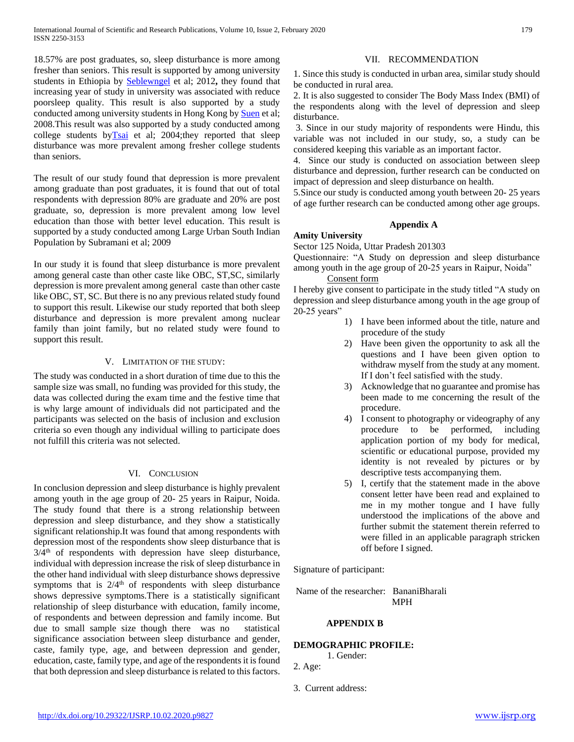18.57% are post graduates, so, sleep disturbance is more among fresher than seniors. This result is supported by among university students in Ethiopia by Seblewngel et al; 2012**,** they found that increasing year of study in university was associated with reduce poorsleep quality. This result is also supported by a study conducted among university students in Hong Kong by Suen et al; 2008.This result was also supported by a study conducted among college students byTsai et al; 2004;they reported that sleep disturbance was more prevalent among fresher college students than seniors.

The result of our study found that depression is more prevalent among graduate than post graduates, it is found that out of total respondents with depression 80% are graduate and 20% are post graduate, so, depression is more prevalent among low level education than those with better level education. This result is supported by a study conducted among Large Urban South Indian Population by Subramani et al; 2009

In our study it is found that sleep disturbance is more prevalent among general caste than other caste like OBC, ST,SC, similarly depression is more prevalent among general caste than other caste like OBC, ST, SC. But there is no any previous related study found to support this result. Likewise our study reported that both sleep disturbance and depression is more prevalent among nuclear family than joint family, but no related study were found to support this result.

## V. Limitation of the study:

The study was conducted in a short duration of time due to this the sample size was small, no funding was provided for this study, the data was collected during the exam time and the festive time that is why large amount of individuals did not participated and the participants was selected on the basis of inclusion and exclusion criteria so even though any individual willing to participate does not fulfill this criteria was not selected.

## VI. Conclusion

In conclusion depression and sleep disturbance is highly prevalent among youth in the age group of 20- 25 years in Raipur, Noida. The study found that there is a strong relationship between depression and sleep disturbance, and they show a statistically significant relationship.It was found that among respondents with depression most of the respondents show sleep disturbance that is $3/4^{th}$ of respondents with depression have sleep disturbance, individual with depression increase the risk of sleep disturbance in the other hand individual with sleep disturbance shows depressive symptoms that is $2/4^{th}$ of respondents with sleep disturbance shows depressive symptoms.There is a statistically significant relationship of sleep disturbance with education, family income, of respondents and between depression and family income. But due to small sample size though there was no statistical significance association between sleep disturbance and gender, caste, family type, age, and between depression and gender, education, caste, family type, and age of the respondents it is found that both depression and sleep disturbance is related to this factors.

## VII. Recommendation

1. Since this study is conducted in urban area, similar study should be conducted in rural area.
2. It is also suggested to consider The Body Mass Index (BMI) of the respondents along with the level of depression and sleep disturbance.
3. Since in our study majority of respondents were Hindu, this variable was not included in our study, so, a study can be considered keeping this variable as an important factor.
4. Since our study is conducted on association between sleep disturbance and depression, further research can be conducted on impact of depression and sleep disturbance on health.
5. Since our study is conducted among youth between 20- 25 years of age further research can be conducted among other age groups.

## Appendix A

**Amity University**

Sector 125 Noida, Uttar Pradesh 201303

Questionnaire: "A Study on depression and sleep disturbance among youth in the age group of 20-25 years in Raipur, Noida"

Consent form

I hereby give consent to participate in the study titled "A study on depression and sleep disturbance among youth in the age group of 20-25 years"

1) I have been informed about the title, nature and procedure of the study
2) Have been given the opportunity to ask all the questions and I have been given option to withdraw myself from the study at any moment. If I don't feel satisfied with the study.
3) Acknowledge that no guarantee and promise has been made to me concerning the result of the procedure.
4) I consent to photography or videography of any procedure to be performed, including application portion of my body for medical, scientific or educational purpose, provided my identity is not revealed by pictures or by descriptive tests accompanying them.
5) I, certify that the statement made in the above consent letter have been read and explained to me in my mother tongue and I have fully understood the implications of the above and further submit the statement therein referred to were filled in an applicable paragraph stricken off before I signed.

Signature of participant:

Name of the researcher: BananiBharali
MPH

## APPENDIX B

**DEMOGRAPHIC PROFILE:**

1. Gender:
2. Age:
3. Current address: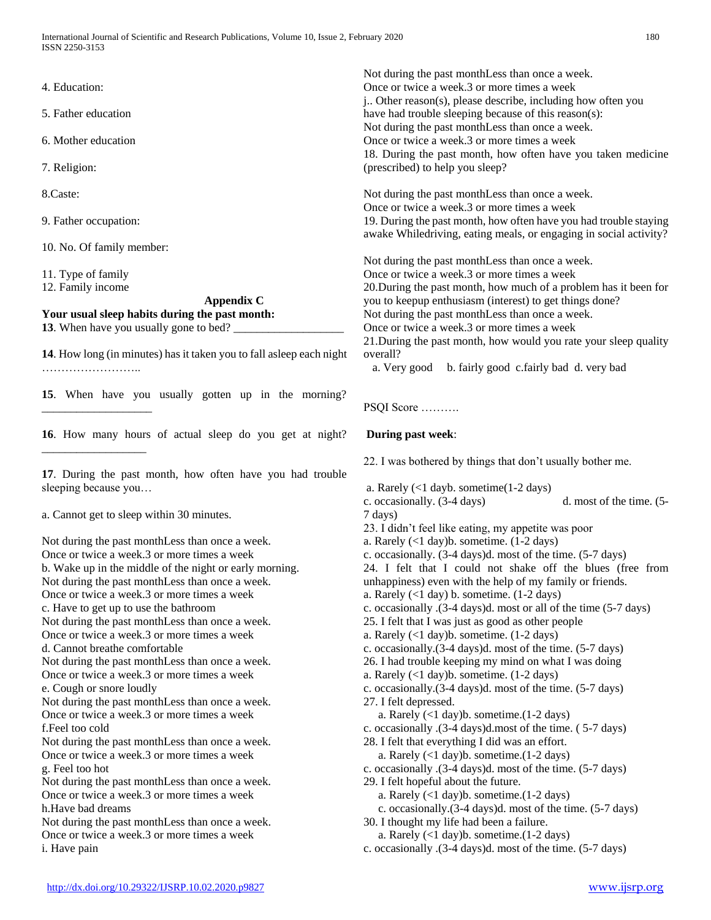4. Education:

5. Father education

6. Mother education

7. Religion:

8.Caste:

9. Father occupation:

10. No. Of family member:

11. Type of family
12. Family income

**Appendix C**

**Your usual sleep habits during the past month:**

**13**. When have you usually gone to bed? ___________________

**14**. How long (in minutes) has it taken you to fall asleep each night ……………………..

**15**. When have you usually gotten up in the morning? ___________________

**16**. How many hours of actual sleep do you get at night? __________________

**17**. During the past month, how often have you had trouble sleeping because you…

a. Cannot get to sleep within 30 minutes.

Not during the past monthLess than once a week.
Once or twice a week.3 or more times a week
b. Wake up in the middle of the night or early morning.
Not during the past monthLess than once a week.
Once or twice a week.3 or more times a week
c. Have to get up to use the bathroom
Not during the past monthLess than once a week.
Once or twice a week.3 or more times a week
d. Cannot breathe comfortable
Not during the past monthLess than once a week.
Once or twice a week.3 or more times a week
e. Cough or snore loudly
Not during the past monthLess than once a week.
Once or twice a week.3 or more times a week
f.Feel too cold
Not during the past monthLess than once a week.
Once or twice a week.3 or more times a week
g. Feel too hot
Not during the past monthLess than once a week.
Once or twice a week.3 or more times a week
h.Have bad dreams
Not during the past monthLess than once a week.
Once or twice a week.3 or more times a week
i. Have pain
Not during the past monthLess than once a week.
Once or twice a week.3 or more times a week
j.. Other reason(s), please describe, including how often you have had trouble sleeping because of this reason(s):
Not during the past monthLess than once a week.
Once or twice a week.3 or more times a week
18. During the past month, how often have you taken medicine (prescribed) to help you sleep?

Not during the past monthLess than once a week.
Once or twice a week.3 or more times a week
19. During the past month, how often have you had trouble staying awake Whiledriving, eating meals, or engaging in social activity?

Not during the past monthLess than once a week.
Once or twice a week.3 or more times a week
20.During the past month, how much of a problem has it been for you to keepup enthusiasm (interest) to get things done?
Not during the past monthLess than once a week.
Once or twice a week.3 or more times a week
21.During the past month, how would you rate your sleep quality overall?
a. Very good b. fairly good c.fairly bad d. very bad

PSQI Score ……….

**During past week**:

22. I was bothered by things that don't usually bother me.

a. Rarely (<1 dayb. sometime(1-2 days)
c. occasionally. (3-4 days) d. most of the time. (5-7 days)
23. I didn't feel like eating, my appetite was poor
a. Rarely (<1 day)b. sometime. (1-2 days)
c. occasionally. (3-4 days)d. most of the time. (5-7 days)
24. I felt that I could not shake off the blues (free from unhappiness) even with the help of my family or friends.
a. Rarely (<1 day) b. sometime. (1-2 days)
c. occasionally .(3-4 days)d. most or all of the time (5-7 days)
25. I felt that I was just as good as other people
a. Rarely (<1 day)b. sometime. (1-2 days)
c. occasionally.(3-4 days)d. most of the time. (5-7 days)
26. I had trouble keeping my mind on what I was doing
a. Rarely (<1 day)b. sometime. (1-2 days)
c. occasionally.(3-4 days)d. most of the time. (5-7 days)
27. I felt depressed.
a. Rarely (<1 day)b. sometime.(1-2 days)
c. occasionally .(3-4 days)d.most of the time. ( 5-7 days)
28. I felt that everything I did was an effort.
a. Rarely (<1 day)b. sometime.(1-2 days)
c. occasionally .(3-4 days)d. most of the time. (5-7 days)
29. I felt hopeful about the future.
a. Rarely (<1 day)b. sometime.(1-2 days)
c. occasionally.(3-4 days)d. most of the time. (5-7 days)
30. I thought my life had been a failure.
a. Rarely (<1 day)b. sometime.(1-2 days)
c. occasionally .(3-4 days)d. most of the time. (5-7 days)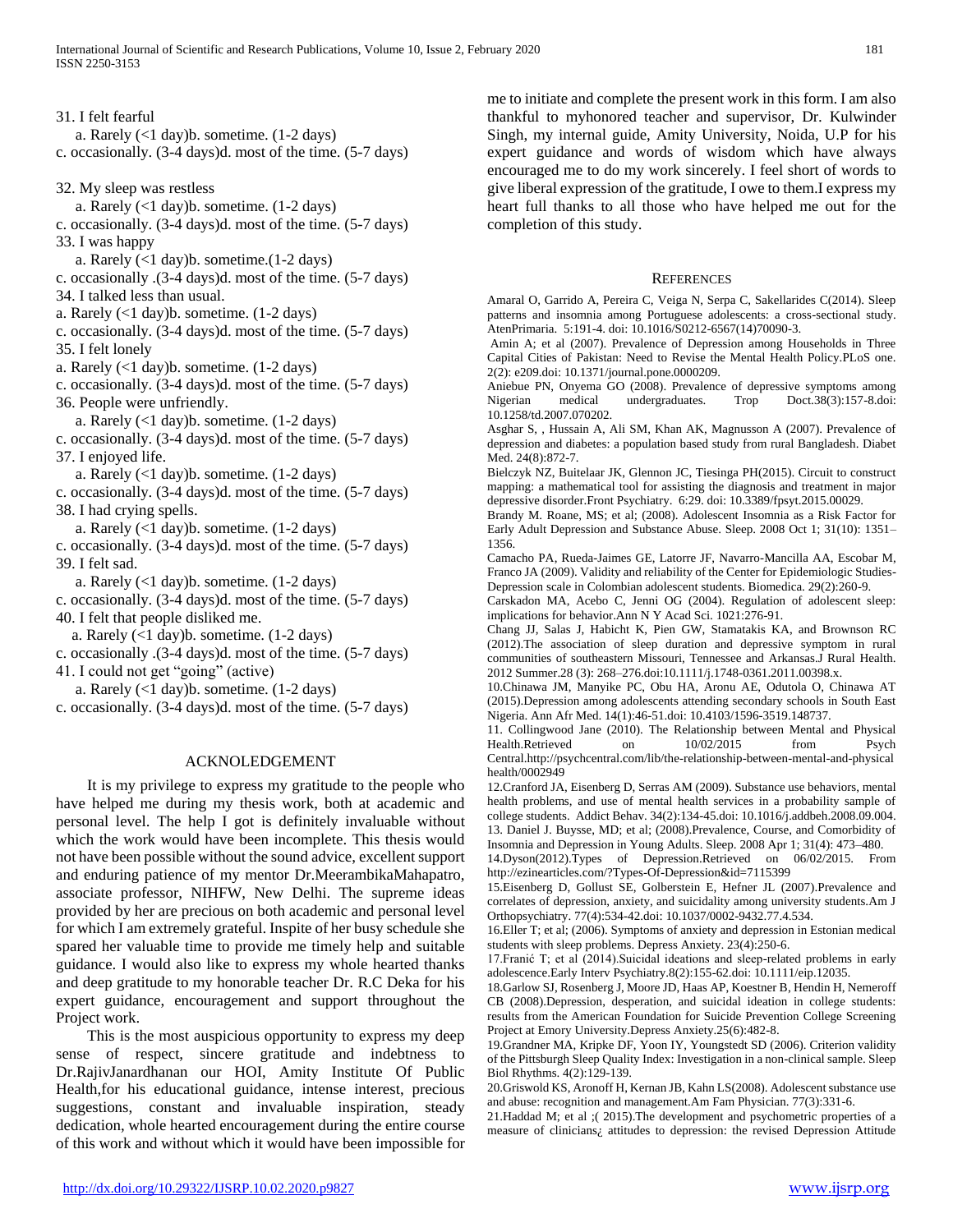31. I felt fearful
   a. Rarely (<1 day)b. sometime. (1-2 days)
c. occasionally. (3-4 days)d. most of the time. (5-7 days)

32. My sleep was restless
   a. Rarely (<1 day)b. sometime. (1-2 days)
c. occasionally. (3-4 days)d. most of the time. (5-7 days)
33. I was happy
   a. Rarely (<1 day)b. sometime.(1-2 days)
c. occasionally .(3-4 days)d. most of the time. (5-7 days)
34. I talked less than usual.
a. Rarely (<1 day)b. sometime. (1-2 days)
c. occasionally. (3-4 days)d. most of the time. (5-7 days)
35. I felt lonely
a. Rarely (<1 day)b. sometime. (1-2 days)
c. occasionally. (3-4 days)d. most of the time. (5-7 days)
36. People were unfriendly.
   a. Rarely (<1 day)b. sometime. (1-2 days)
c. occasionally. (3-4 days)d. most of the time. (5-7 days)
37. I enjoyed life.
   a. Rarely (<1 day)b. sometime. (1-2 days)
c. occasionally. (3-4 days)d. most of the time. (5-7 days)
38. I had crying spells.
   a. Rarely (<1 day)b. sometime. (1-2 days)
c. occasionally. (3-4 days)d. most of the time. (5-7 days)
39. I felt sad.
   a. Rarely (<1 day)b. sometime. (1-2 days)
c. occasionally. (3-4 days)d. most of the time. (5-7 days)
40. I felt that people disliked me.
  a. Rarely (<1 day)b. sometime. (1-2 days)
c. occasionally .(3-4 days)d. most of the time. (5-7 days)
41. I could not get "going" (active)
   a. Rarely (<1 day)b. sometime. (1-2 days)
c. occasionally. (3-4 days)d. most of the time. (5-7 days)

## ACKNOLEDGEMENT

It is my privilege to express my gratitude to the people who have helped me during my thesis work, both at academic and personal level. The help I got is definitely invaluable without which the work would have been incomplete. This thesis would not have been possible without the sound advice, excellent support and enduring patience of my mentor Dr.MeerambikaMahapatro, associate professor, NIHFW, New Delhi. The supreme ideas provided by her are precious on both academic and personal level for which I am extremely grateful. Inspite of her busy schedule she spared her valuable time to provide me timely help and suitable guidance. I would also like to express my whole hearted thanks and deep gratitude to my honorable teacher Dr. R.C Deka for his expert guidance, encouragement and support throughout the Project work.

This is the most auspicious opportunity to express my deep sense of respect, sincere gratitude and indebtness to Dr.RajivJanardhanan our HOI, Amity Institute Of Public Health,for his educational guidance, intense interest, precious suggestions, constant and invaluable inspiration, steady dedication, whole hearted encouragement during the entire course of this work and without which it would have been impossible for me to initiate and complete the present work in this form. I am also thankful to myhonored teacher and supervisor, Dr. Kulwinder Singh, my internal guide, Amity University, Noida, U.P for his expert guidance and words of wisdom which have always encouraged me to do my work sincerely. I feel short of words to give liberal expression of the gratitude, I owe to them.I express my heart full thanks to all those who have helped me out for the completion of this study.

## REFERENCES

Amaral O, Garrido A, Pereira C, Veiga N, Serpa C, Sakellarides C(2014). Sleep patterns and insomnia among Portuguese adolescents: a cross-sectional study. AtenPrimaria. 5:191-4. doi: 10.1016/S0212-6567(14)70090-3.

Amin A; et al (2007). Prevalence of Depression among Households in Three Capital Cities of Pakistan: Need to Revise the Mental Health Policy.PLoS one. 2(2): e209.doi: 10.1371/journal.pone.0000209.

Aniebue PN, Onyema GO (2008). Prevalence of depressive symptoms among Nigerian medical undergraduates. Trop Doct.38(3):157-8.doi: 10.1258/td.2007.070202.

Asghar S , Hussain A, Ali SM, Khan AK, Magnusson A (2007). Prevalence of depression and diabetes: a population based study from rural Bangladesh. Diabet Med. 24(8):872-7.

Bielczyk NZ, Buitelaar JK, Glennon JC, Tiesinga PH(2015). Circuit to construct mapping: a mathematical tool for assisting the diagnosis and treatment in major depressive disorder.Front Psychiatry. 6:29. doi: 10.3389/fpsyt.2015.00029.

Brandy M. Roane, MS; et al; (2008). Adolescent Insomnia as a Risk Factor for Early Adult Depression and Substance Abuse. Sleep. 2008 Oct 1; 31(10): 1351–1356.

Camacho PA, Rueda-Jaimes GE, Latorre JF, Navarro-Mancilla AA, Escobar M, Franco JA (2009). Validity and reliability of the Center for Epidemiologic Studies-Depression scale in Colombian adolescent students. Biomedica. 29(2):260-9.

Carskadon MA, Acebo C, Jenni OG (2004). Regulation of adolescent sleep: implications for behavior.Ann N Y Acad Sci. 1021:276-91.

Chang JJ, Salas J, Habicht K, Pien GW, Stamatakis KA, and Brownson RC (2012).The association of sleep duration and depressive symptom in rural communities of southeastern Missouri, Tennessee and Arkansas.J Rural Health. 2012 Summer.28 (3): 268–276.doi:10.1111/j.1748-0361.2011.00398.x.

10.Chinawa JM, Manyike PC, Obu HA, Aronu AE, Odutola O, Chinawa AT (2015).Depression among adolescents attending secondary schools in South East Nigeria. Ann Afr Med. 14(1):46-51.doi: 10.4103/1596-3519.148737.

11. Collingwood Jane (2010). The Relationship between Mental and Physical Health.Retrieved on 10/02/2015 from Psych Central.http://psychcentral.com/lib/the-relationship-between-mental-and-physical health/0002949

12.Cranford JA, Eisenberg D, Serras AM (2009). Substance use behaviors, mental health problems, and use of mental health services in a probability sample of college students. Addict Behav. 34(2):134-45.doi: 10.1016/j.addbeh.2008.09.004.

13. Daniel J. Buysse, MD; et al; (2008).Prevalence, Course, and Comorbidity of Insomnia and Depression in Young Adults. Sleep. 2008 Apr 1; 31(4): 473–480.

14.Dyson(2012).Types of Depression.Retrieved on 06/02/2015. From http://ezinearticles.com/?Types-Of-Depression&id=7115399

15.Eisenberg D, Gollust SE, Golberstein E, Hefner JL (2007).Prevalence and correlates of depression, anxiety, and suicidality among university students.Am J Orthopsychiatry. 77(4):534-42.doi: 10.1037/0002-9432.77.4.534.

16.Eller T; et al; (2006). Symptoms of anxiety and depression in Estonian medical students with sleep problems. Depress Anxiety. 23(4):250-6.

17.Franić T; et al (2014).Suicidal ideations and sleep-related problems in early adolescence.Early Interv Psychiatry.8(2):155-62.doi: 10.1111/eip.12035.

18.Garlow SJ, Rosenberg J, Moore JD, Haas AP, Koestner B, Hendin H, Nemeroff CB (2008).Depression, desperation, and suicidal ideation in college students: results from the American Foundation for Suicide Prevention College Screening Project at Emory University.Depress Anxiety.25(6):482-8.

19.Grandner MA, Kripke DF, Yoon IY, Youngstedt SD (2006). Criterion validity of the Pittsburgh Sleep Quality Index: Investigation in a non-clinical sample. Sleep Biol Rhythms. 4(2):129-139.

20.Griswold KS, Aronoff H, Kernan JB, Kahn LS(2008). Adolescent substance use and abuse: recognition and management.Am Fam Physician. 77(3):331-6.

21.Haddad M; et al ;( 2015).The development and psychometric properties of a measure of clinicians¿ attitudes to depression: the revised Depression Attitude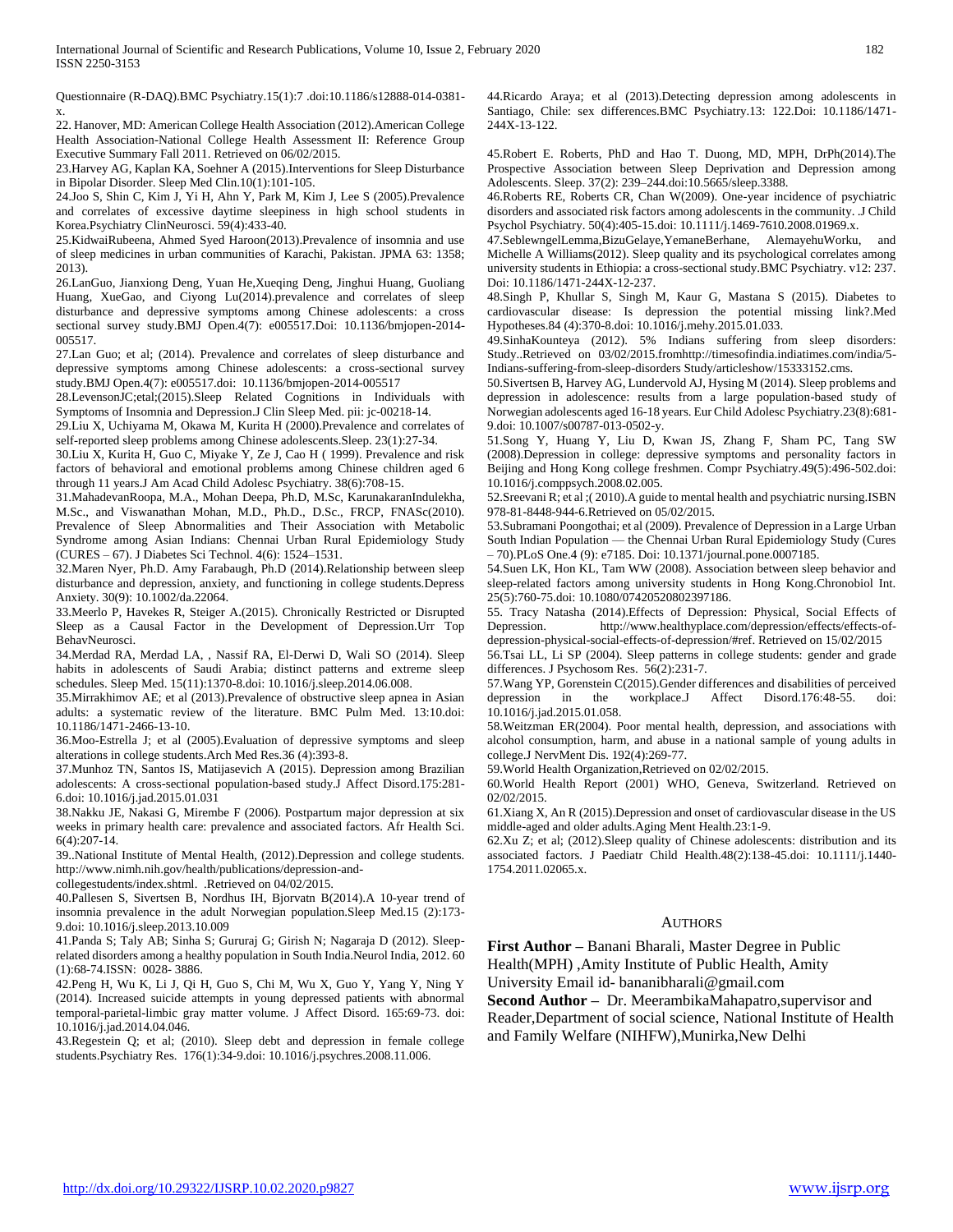Questionnaire (R-DAQ).BMC Psychiatry.15(1):7 .doi:10.1186/s12888-014-0381-x.

22. Hanover, MD: American College Health Association (2012).American College Health Association-National College Health Assessment II: Reference Group Executive Summary Fall 2011. Retrieved on 06/02/2015.

23.Harvey AG, Kaplan KA, Soehner A (2015).Interventions for Sleep Disturbance in Bipolar Disorder. Sleep Med Clin.10(1):101-105.

24.Joo S, Shin C, Kim J, Yi H, Ahn Y, Park M, Kim J, Lee S (2005).Prevalence and correlates of excessive daytime sleepiness in high school students in Korea.Psychiatry ClinNeurosci. 59(4):433-40.

25.KidwaiRubeena, Ahmed Syed Haroon(2013).Prevalence of insomnia and use of sleep medicines in urban communities of Karachi, Pakistan. JPMA 63: 1358; 2013).

26.LanGuo, Jianxiong Deng, Yuan He,Xueqing Deng, Jinghui Huang, Guoliang Huang, XueGao, and Ciyong Lu(2014).prevalence and correlates of sleep disturbance and depressive symptoms among Chinese adolescents: a cross sectional survey study.BMJ Open.4(7): e005517.Doi: 10.1136/bmjopen-2014-005517.

27.Lan Guo; et al; (2014). Prevalence and correlates of sleep disturbance and depressive symptoms among Chinese adolescents: a cross-sectional survey study.BMJ Open.4(7): e005517.doi: 10.1136/bmjopen-2014-005517

28.LevensonJC;etal;(2015).Sleep Related Cognitions in Individuals with Symptoms of Insomnia and Depression.J Clin Sleep Med. pii: jc-00218-14.

29.Liu X, Uchiyama M, Okawa M, Kurita H (2000).Prevalence and correlates of self-reported sleep problems among Chinese adolescents.Sleep. 23(1):27-34.

30.Liu X, Kurita H, Guo C, Miyake Y, Ze J, Cao H ( 1999). Prevalence and risk factors of behavioral and emotional problems among Chinese children aged 6 through 11 years.J Am Acad Child Adolesc Psychiatry. 38(6):708-15.

31.MahadevanRoopa, M.A., Mohan Deepa, Ph.D, M.Sc, KarunakaranIndulekha, M.Sc., and Viswanathan Mohan, M.D., Ph.D., D.Sc., FRCP, FNASc(2010). Prevalence of Sleep Abnormalities and Their Association with Metabolic Syndrome among Asian Indians: Chennai Urban Rural Epidemiology Study (CURES – 67). J Diabetes Sci Technol. 4(6): 1524–1531.

32.Maren Nyer, Ph.D. Amy Farabaugh, Ph.D (2014).Relationship between sleep disturbance and depression, anxiety, and functioning in college students.Depress Anxiety. 30(9): 10.1002/da.22064.

33.Meerlo P, Havekes R, Steiger A.(2015). Chronically Restricted or Disrupted Sleep as a Causal Factor in the Development of Depression.Urr Top BehavNeurosci.

34.Merdad RA, Merdad LA, , Nassif RA, El-Derwi D, Wali SO (2014). Sleep habits in adolescents of Saudi Arabia; distinct patterns and extreme sleep schedules. Sleep Med. 15(11):1370-8.doi: 10.1016/j.sleep.2014.06.008.

35.Mirrakhimov AE; et al (2013).Prevalence of obstructive sleep apnea in Asian adults: a systematic review of the literature. BMC Pulm Med. 13:10.doi: 10.1186/1471-2466-13-10.

36.Moo-Estrella J; et al (2005).Evaluation of depressive symptoms and sleep alterations in college students.Arch Med Res.36 (4):393-8.

37.Munhoz TN, Santos IS, Matijasevich A (2015). Depression among Brazilian adolescents: A cross-sectional population-based study.J Affect Disord.175:281-6.doi: 10.1016/j.jad.2015.01.031

38.Nakku JE, Nakasi G, Mirembe F (2006). Postpartum major depression at six weeks in primary health care: prevalence and associated factors. Afr Health Sci. 6(4):207-14.

39..National Institute of Mental Health, (2012).Depression and college students. http://www.nimh.nih.gov/health/publications/depression-and-collegestudents/index.shtml. .Retrieved on 04/02/2015.

40.Pallesen S, Sivertsen B, Nordhus IH, Bjorvatn B(2014).A 10-year trend of insomnia prevalence in the adult Norwegian population.Sleep Med.15 (2):173-9.doi: 10.1016/j.sleep.2013.10.009

41.Panda S; Taly AB; Sinha S; Gururaj G; Girish N; Nagaraja D (2012). Sleep-related disorders among a healthy population in South India.Neurol India, 2012. 60 (1):68-74.ISSN: 0028- 3886.

42.Peng H, Wu K, Li J, Qi H, Guo S, Chi M, Wu X, Guo Y, Yang Y, Ning Y (2014). Increased suicide attempts in young depressed patients with abnormal temporal-parietal-limbic gray matter volume. J Affect Disord. 165:69-73. doi: 10.1016/j.jad.2014.04.046.

43.Regestein Q; et al; (2010). Sleep debt and depression in female college students.Psychiatry Res. 176(1):34-9.doi: 10.1016/j.psychres.2008.11.006.

44.Ricardo Araya; et al (2013).Detecting depression among adolescents in Santiago, Chile: sex differences.BMC Psychiatry.13: 122.Doi: 10.1186/1471-244X-13-122.

45.Robert E. Roberts, PhD and Hao T. Duong, MD, MPH, DrPh(2014).The Prospective Association between Sleep Deprivation and Depression among Adolescents. Sleep. 37(2): 239–244.doi:10.5665/sleep.3388.

46.Roberts RE, Roberts CR, Chan W(2009). One-year incidence of psychiatric disorders and associated risk factors among adolescents in the community. .J Child Psychol Psychiatry. 50(4):405-15.doi: 10.1111/j.1469-7610.2008.01969.x.

47.SeblewngelLemma,BizuGelaye,YemaneBerhane, AlemayehuWorku, and Michelle A Williams(2012). Sleep quality and its psychological correlates among university students in Ethiopia: a cross-sectional study.BMC Psychiatry. v12: 237. Doi: 10.1186/1471-244X-12-237.

48.Singh P, Khullar S, Singh M, Kaur G, Mastana S (2015). Diabetes to cardiovascular disease: Is depression the potential missing link?.Med Hypotheses.84 (4):370-8.doi: 10.1016/j.mehy.2015.01.033.

49.SinhaKounteya (2012). 5% Indians suffering from sleep disorders: Study..Retrieved on 03/02/2015.fromhttp://timesofindia.indiatimes.com/india/5-Indians-suffering-from-sleep-disorders Study/articleshow/15333152.cms.

50.Sivertsen B, Harvey AG, Lundervold AJ, Hysing M (2014). Sleep problems and depression in adolescence: results from a large population-based study of Norwegian adolescents aged 16-18 years. Eur Child Adolesc Psychiatry.23(8):681-9.doi: 10.1007/s00787-013-0502-y.

51.Song Y, Huang Y, Liu D, Kwan JS, Zhang F, Sham PC, Tang SW (2008).Depression in college: depressive symptoms and personality factors in Beijing and Hong Kong college freshmen. Compr Psychiatry.49(5):496-502.doi: 10.1016/j.comppsych.2008.02.005.

52.Sreevani R; et al ;( 2010).A guide to mental health and psychiatric nursing.ISBN 978-81-8448-944-6.Retrieved on 05/02/2015.

53.Subramani Poongothai; et al (2009). Prevalence of Depression in a Large Urban South Indian Population — the Chennai Urban Rural Epidemiology Study (Cures – 70).PLoS One.4 (9): e7185. Doi: 10.1371/journal.pone.0007185.

54.Suen LK, Hon KL, Tam WW (2008). Association between sleep behavior and sleep-related factors among university students in Hong Kong.Chronobiol Int. 25(5):760-75.doi: 10.1080/07420520802397186.

55. Tracy Natasha (2014).Effects of Depression: Physical, Social Effects of Depression. http://www.healthyplace.com/depression/effects/effects-of-depression-physical-social-effects-of-depression/#ref. Retrieved on 15/02/2015

56.Tsai LL, Li SP (2004). Sleep patterns in college students: gender and grade differences. J Psychosom Res. 56(2):231-7.

57.Wang YP, Gorenstein C(2015).Gender differences and disabilities of perceived depression in the workplace.J Affect Disord.176:48-55. doi: 10.1016/j.jad.2015.01.058.

58.Weitzman ER(2004). Poor mental health, depression, and associations with alcohol consumption, harm, and abuse in a national sample of young adults in college.J NervMent Dis. 192(4):269-77.

59.World Health Organization,Retrieved on 02/02/2015.

60.World Health Report (2001) WHO, Geneva, Switzerland. Retrieved on 02/02/2015.

61.Xiang X, An R (2015).Depression and onset of cardiovascular disease in the US middle-aged and older adults.Aging Ment Health.23:1-9.

62.Xu Z; et al; (2012).Sleep quality of Chinese adolescents: distribution and its associated factors. J Paediatr Child Health.48(2):138-45.doi: 10.1111/j.1440-1754.2011.02065.x.

## AUTHORS

**First Author –** Banani Bharali, Master Degree in Public Health(MPH) ,Amity Institute of Public Health, Amity University Email id- bananibharali@gmail.com

**Second Author –** Dr. MeerambikaMahapatro,supervisor and Reader,Department of social science, National Institute of Health and Family Welfare (NIHFW),Munirka,New Delhi